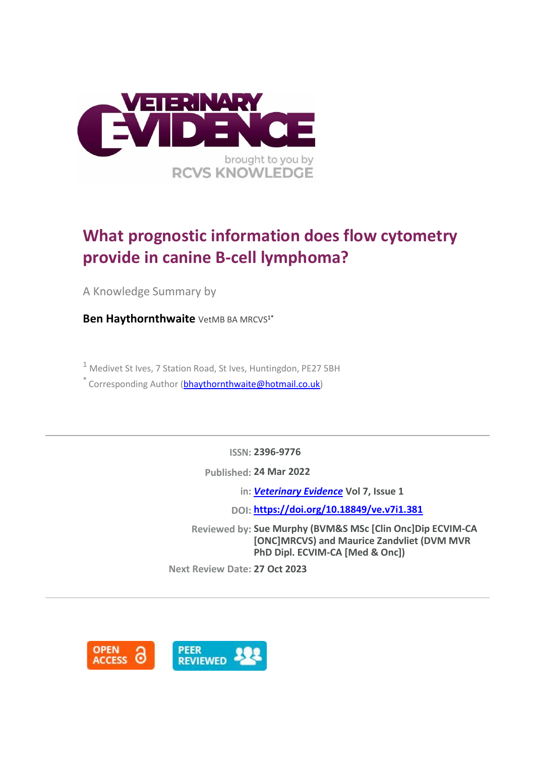# What prognostic information does flow cytometry provide in canine B-cell lymphoma?

A Knowledge Summary by

**Ben Haythornthwaite** VetMB BA MRCVS[1*]

[1] Medivet St Ives, 7 Station Road, St Ives, Huntingdon, PE27 5BH

[*] Corresponding Author (bhaythornthwaite@hotmail.co.uk)

---

**ISSN:** 2396-9776

**Published:** 24 Mar 2022

**in:** *Veterinary Evidence* Vol 7, Issue 1

**DOI:** https://doi.org/10.18849/ve.v7i1.381

**Reviewed by:** Sue Murphy (BVM&S MSc [Clin Onc]Dip ECVIM-CA [ONC]MRCVS) and Maurice Zandvliet (DVM MVR PhD Dipl. ECVIM-CA [Med & Onc])

**Next Review Date:** 27 Oct 2023

---

OPEN ACCESS

PEER REVIEWED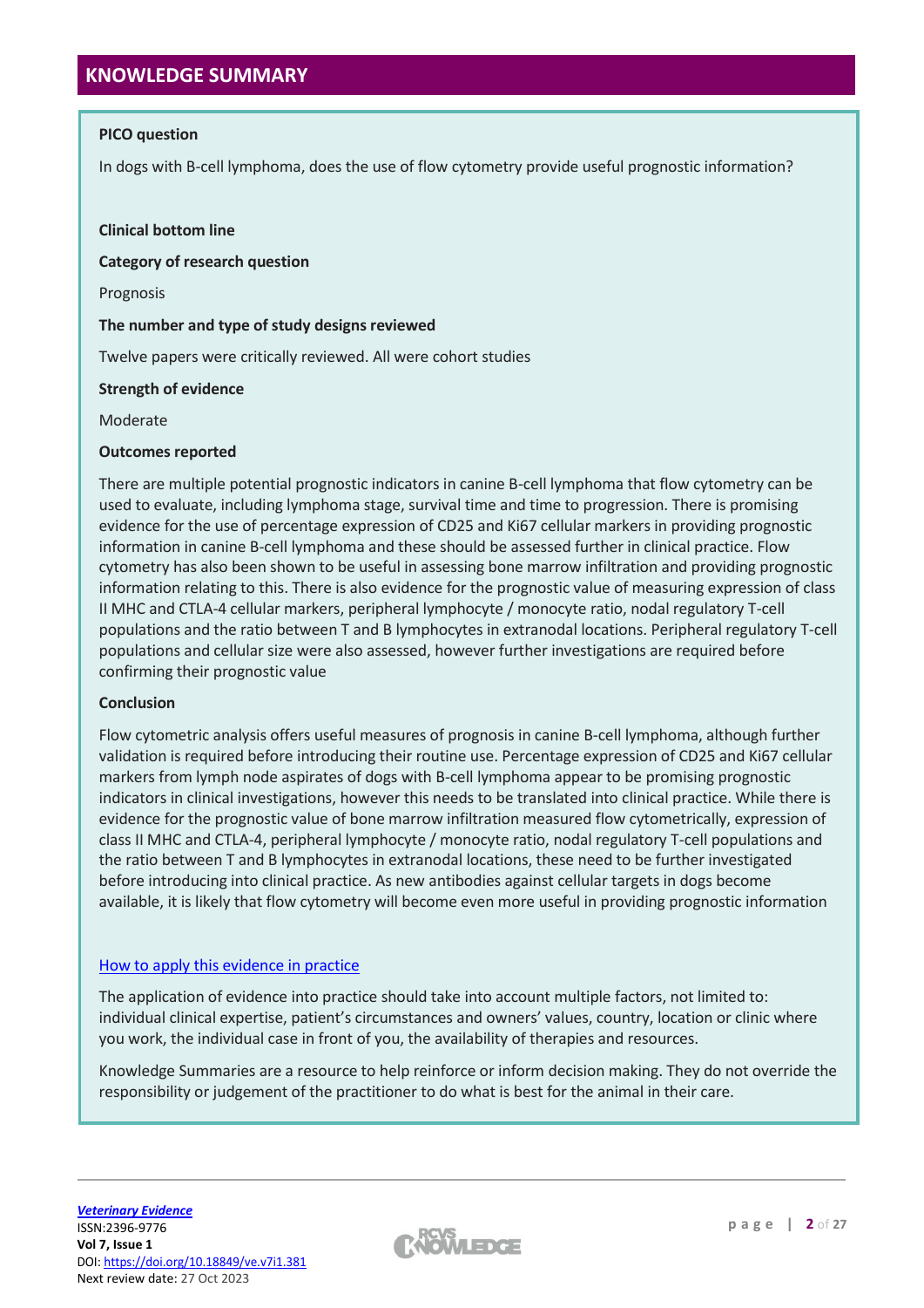# KNOWLEDGE SUMMARY

**PICO question**

In dogs with B-cell lymphoma, does the use of flow cytometry provide useful prognostic information?

**Clinical bottom line**

**Category of research question**

Prognosis

**The number and type of study designs reviewed**

Twelve papers were critically reviewed. All were cohort studies

**Strength of evidence**

Moderate

**Outcomes reported**

There are multiple potential prognostic indicators in canine B-cell lymphoma that flow cytometry can be used to evaluate, including lymphoma stage, survival time and time to progression. There is promising evidence for the use of percentage expression of CD25 and Ki67 cellular markers in providing prognostic information in canine B-cell lymphoma and these should be assessed further in clinical practice. Flow cytometry has also been shown to be useful in assessing bone marrow infiltration and providing prognostic information relating to this. There is also evidence for the prognostic value of measuring expression of class II MHC and CTLA-4 cellular markers, peripheral lymphocyte / monocyte ratio, nodal regulatory T-cell populations and the ratio between T and B lymphocytes in extranodal locations. Peripheral regulatory T-cell populations and cellular size were also assessed, however further investigations are required before confirming their prognostic value

**Conclusion**

Flow cytometric analysis offers useful measures of prognosis in canine B-cell lymphoma, although further validation is required before introducing their routine use. Percentage expression of CD25 and Ki67 cellular markers from lymph node aspirates of dogs with B-cell lymphoma appear to be promising prognostic indicators in clinical investigations, however this needs to be translated into clinical practice. While there is evidence for the prognostic value of bone marrow infiltration measured flow cytometrically, expression of class II MHC and CTLA-4, peripheral lymphocyte / monocyte ratio, nodal regulatory T-cell populations and the ratio between T and B lymphocytes in extranodal locations, these need to be further investigated before introducing into clinical practice. As new antibodies against cellular targets in dogs become available, it is likely that flow cytometry will become even more useful in providing prognostic information

How to apply this evidence in practice

The application of evidence into practice should take into account multiple factors, not limited to: individual clinical expertise, patient's circumstances and owners' values, country, location or clinic where you work, the individual case in front of you, the availability of therapies and resources.

Knowledge Summaries are a resource to help reinforce or inform decision making. They do not override the responsibility or judgement of the practitioner to do what is best for the animal in their care.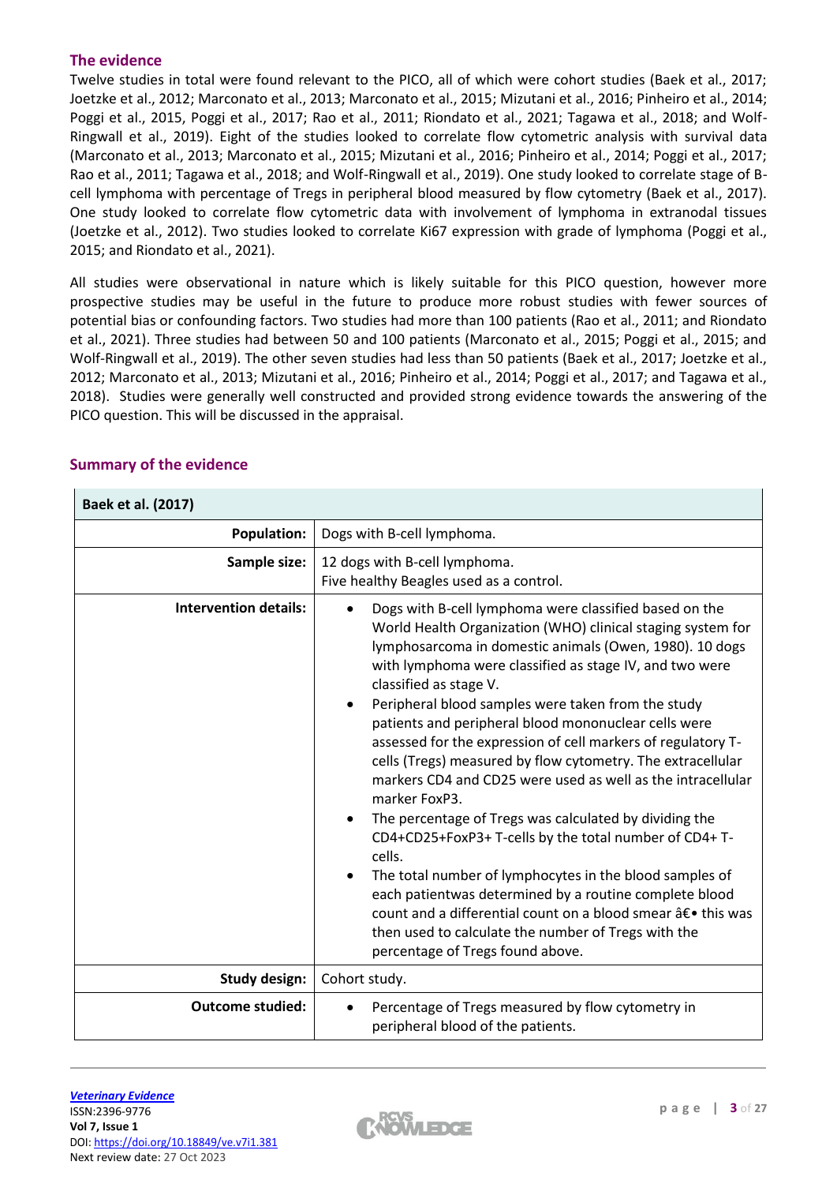## The evidence

Twelve studies in total were found relevant to the PICO, all of which were cohort studies (Baek et al., 2017; Joetzke et al., 2012; Marconato et al., 2013; Marconato et al., 2015; Mizutani et al., 2016; Pinheiro et al., 2014; Poggi et al., 2015, Poggi et al., 2017; Rao et al., 2011; Riondato et al., 2021; Tagawa et al., 2018; and Wolf-Ringwall et al., 2019). Eight of the studies looked to correlate flow cytometric analysis with survival data (Marconato et al., 2013; Marconato et al., 2015; Mizutani et al., 2016; Pinheiro et al., 2014; Poggi et al., 2017; Rao et al., 2011; Tagawa et al., 2018; and Wolf-Ringwall et al., 2019). One study looked to correlate stage of B-cell lymphoma with percentage of Tregs in peripheral blood measured by flow cytometry (Baek et al., 2017). One study looked to correlate flow cytometric data with involvement of lymphoma in extranodal tissues (Joetzke et al., 2012). Two studies looked to correlate Ki67 expression with grade of lymphoma (Poggi et al., 2015; and Riondato et al., 2021).

All studies were observational in nature which is likely suitable for this PICO question, however more prospective studies may be useful in the future to produce more robust studies with fewer sources of potential bias or confounding factors. Two studies had more than 100 patients (Rao et al., 2011; and Riondato et al., 2021). Three studies had between 50 and 100 patients (Marconato et al., 2015; Poggi et al., 2015; and Wolf-Ringwall et al., 2019). The other seven studies had less than 50 patients (Baek et al., 2017; Joetzke et al., 2012; Marconato et al., 2013; Mizutani et al., 2016; Pinheiro et al., 2014; Poggi et al., 2017; and Tagawa et al., 2018). Studies were generally well constructed and provided strong evidence towards the answering of the PICO question. This will be discussed in the appraisal.

## Summary of the evidence

| **Baek et al. (2017)** | |
|---|---|
| **Population:** | Dogs with B-cell lymphoma. |
| **Sample size:** | 12 dogs with B-cell lymphoma.<br>Five healthy Beagles used as a control. |
| **Intervention details:** | • Dogs with B-cell lymphoma were classified based on the World Health Organization (WHO) clinical staging system for lymphosarcoma in domestic animals (Owen, 1980). 10 dogs with lymphoma were classified as stage IV, and two were classified as stage V.<br>• Peripheral blood samples were taken from the study patients and peripheral blood mononuclear cells were assessed for the expression of cell markers of regulatory T-cells (Tregs) measured by flow cytometry. The extracellular markers CD4 and CD25 were used as well as the intracellular marker FoxP3.<br>• The percentage of Tregs was calculated by dividing the CD4+CD25+FoxP3+ T-cells by the total number of CD4+ T-cells.<br>• The total number of lymphocytes in the blood samples of each patientwas determined by a routine complete blood count and a differential count on a blood smear â€• this was then used to calculate the number of Tregs with the percentage of Tregs found above. |
| **Study design:** | Cohort study. |
| **Outcome studied:** | • Percentage of Tregs measured by flow cytometry in peripheral blood of the patients. |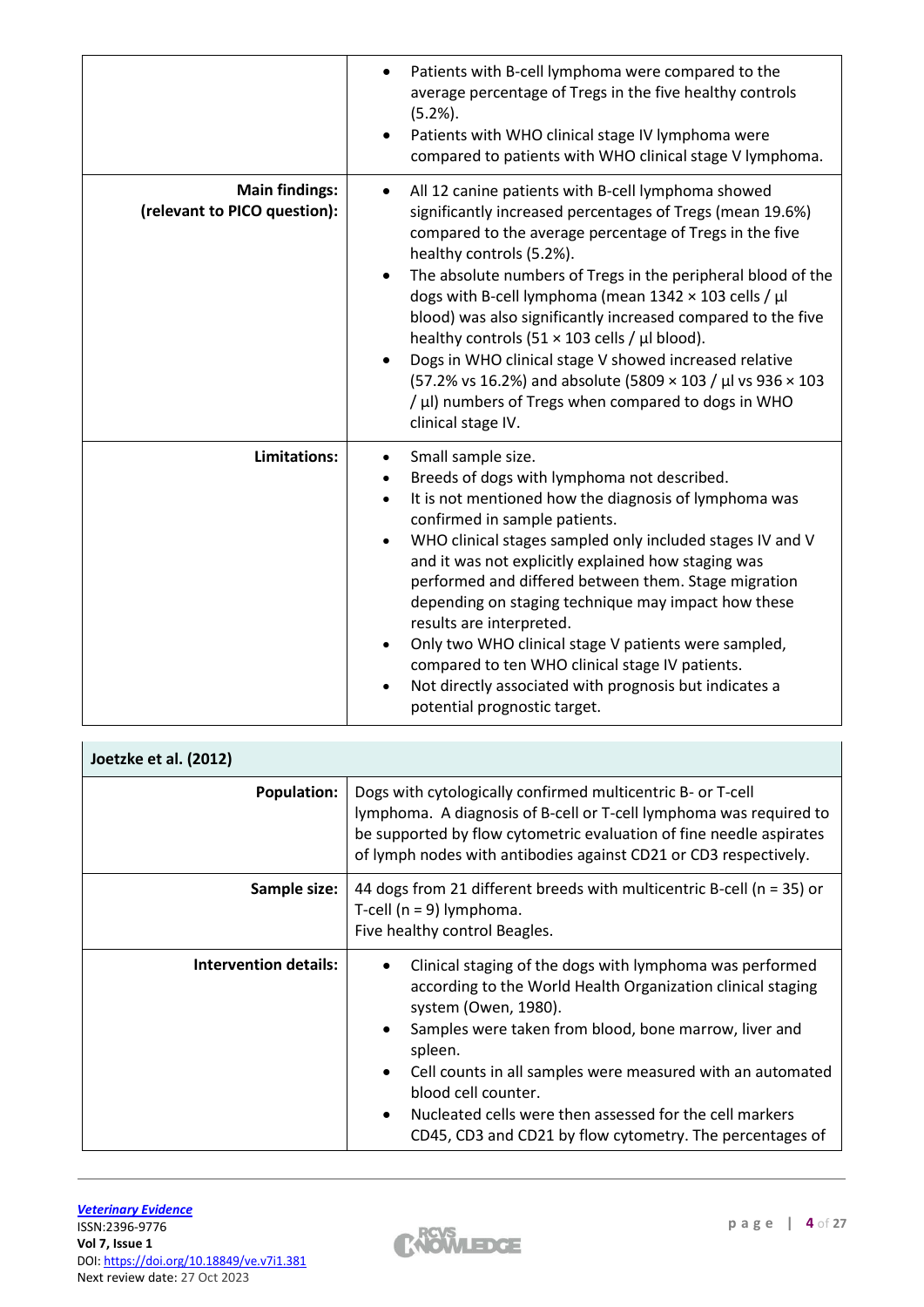| | |
|---|---|
| | • Patients with B-cell lymphoma were compared to the average percentage of Tregs in the five healthy controls (5.2%).<br>• Patients with WHO clinical stage IV lymphoma were compared to patients with WHO clinical stage V lymphoma. |
| **Main findings: (relevant to PICO question):** | • All 12 canine patients with B-cell lymphoma showed significantly increased percentages of Tregs (mean 19.6%) compared to the average percentage of Tregs in the five healthy controls (5.2%).<br>• The absolute numbers of Tregs in the peripheral blood of the dogs with B-cell lymphoma (mean $1342 \times 103$ cells / µl blood) was also significantly increased compared to the five healthy controls ($51 \times 103$ cells / µl blood).<br>• Dogs in WHO clinical stage V showed increased relative (57.2% vs 16.2%) and absolute ($5809 \times 103$ / µl vs $936 \times 103$ / µl) numbers of Tregs when compared to dogs in WHO clinical stage IV. |
| **Limitations:** | • Small sample size.<br>• Breeds of dogs with lymphoma not described.<br>• It is not mentioned how the diagnosis of lymphoma was confirmed in sample patients.<br>• WHO clinical stages sampled only included stages IV and V and it was not explicitly explained how staging was performed and differed between them. Stage migration depending on staging technique may impact how these results are interpreted.<br>• Only two WHO clinical stage V patients were sampled, compared to ten WHO clinical stage IV patients.<br>• Not directly associated with prognosis but indicates a potential prognostic target. |

| **Joetzke et al. (2012)** | |
|---|---|
| **Population:** | Dogs with cytologically confirmed multicentric B- or T-cell lymphoma. A diagnosis of B-cell or T-cell lymphoma was required to be supported by flow cytometric evaluation of fine needle aspirates of lymph nodes with antibodies against CD21 or CD3 respectively. |
| **Sample size:** | 44 dogs from 21 different breeds with multicentric B-cell (n = 35) or T-cell (n = 9) lymphoma.<br>Five healthy control Beagles. |
| **Intervention details:** | • Clinical staging of the dogs with lymphoma was performed according to the World Health Organization clinical staging system (Owen, 1980).<br>• Samples were taken from blood, bone marrow, liver and spleen.<br>• Cell counts in all samples were measured with an automated blood cell counter.<br>• Nucleated cells were then assessed for the cell markers CD45, CD3 and CD21 by flow cytometry. The percentages of |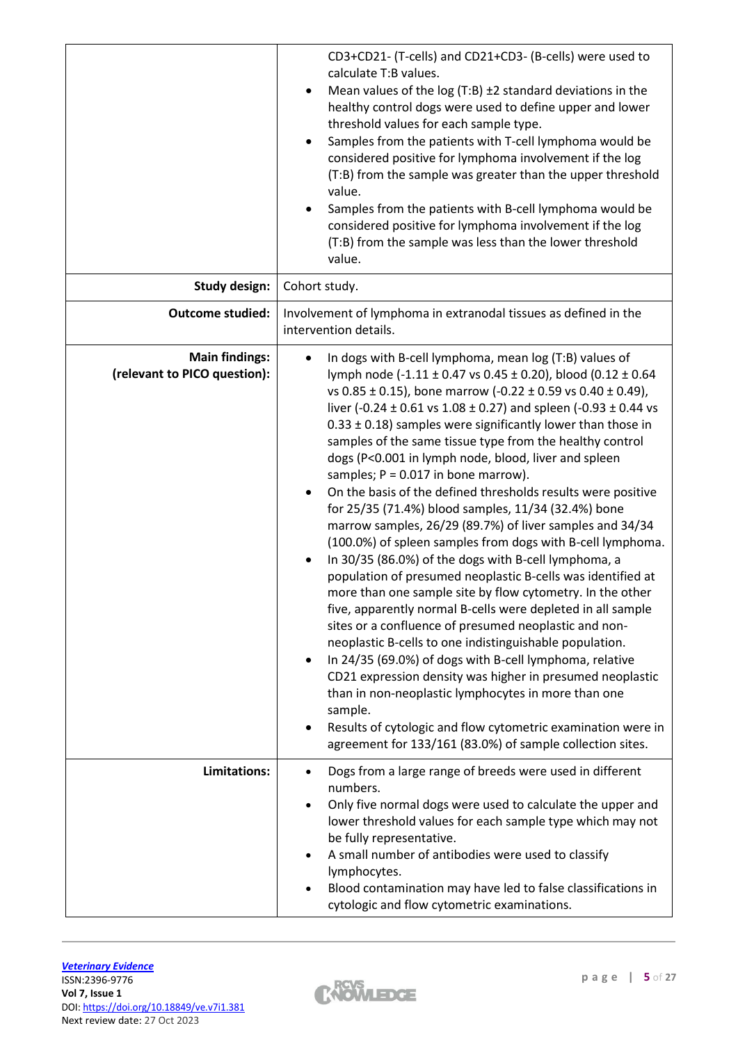| | |
|---|---|
| | CD3+CD21- (T-cells) and CD21+CD3- (B-cells) were used to calculate T:B values.<br>• Mean values of the log (T:B) ±2 standard deviations in the healthy control dogs were used to define upper and lower threshold values for each sample type.<br>• Samples from the patients with T-cell lymphoma would be considered positive for lymphoma involvement if the log (T:B) from the sample was greater than the upper threshold value.<br>• Samples from the patients with B-cell lymphoma would be considered positive for lymphoma involvement if the log (T:B) from the sample was less than the lower threshold value. |
| **Study design:** | Cohort study. |
| **Outcome studied:** | Involvement of lymphoma in extranodal tissues as defined in the intervention details. |
| **Main findings: (relevant to PICO question):** | • In dogs with B-cell lymphoma, mean log (T:B) values of lymph node (-1.11 ± 0.47 vs 0.45 ± 0.20), blood (0.12 ± 0.64 vs 0.85 ± 0.15), bone marrow (-0.22 ± 0.59 vs 0.40 ± 0.49), liver (-0.24 ± 0.61 vs 1.08 ± 0.27) and spleen (-0.93 ± 0.44 vs 0.33 ± 0.18) samples were significantly lower than those in samples of the same tissue type from the healthy control dogs ($P<0.001$ in lymph node, blood, liver and spleen samples; $P = 0.017$ in bone marrow).<br>• On the basis of the defined thresholds results were positive for 25/35 (71.4%) blood samples, 11/34 (32.4%) bone marrow samples, 26/29 (89.7%) of liver samples and 34/34 (100.0%) of spleen samples from dogs with B-cell lymphoma.<br>• In 30/35 (86.0%) of the dogs with B-cell lymphoma, a population of presumed neoplastic B-cells was identified at more than one sample site by flow cytometry. In the other five, apparently normal B-cells were depleted in all sample sites or a confluence of presumed neoplastic and non-neoplastic B-cells to one indistinguishable population.<br>• In 24/35 (69.0%) of dogs with B-cell lymphoma, relative CD21 expression density was higher in presumed neoplastic than in non-neoplastic lymphocytes in more than one sample.<br>• Results of cytologic and flow cytometric examination were in agreement for 133/161 (83.0%) of sample collection sites. |
| **Limitations:** | • Dogs from a large range of breeds were used in different numbers.<br>• Only five normal dogs were used to calculate the upper and lower threshold values for each sample type which may not be fully representative.<br>• A small number of antibodies were used to classify lymphocytes.<br>• Blood contamination may have led to false classifications in cytologic and flow cytometric examinations. |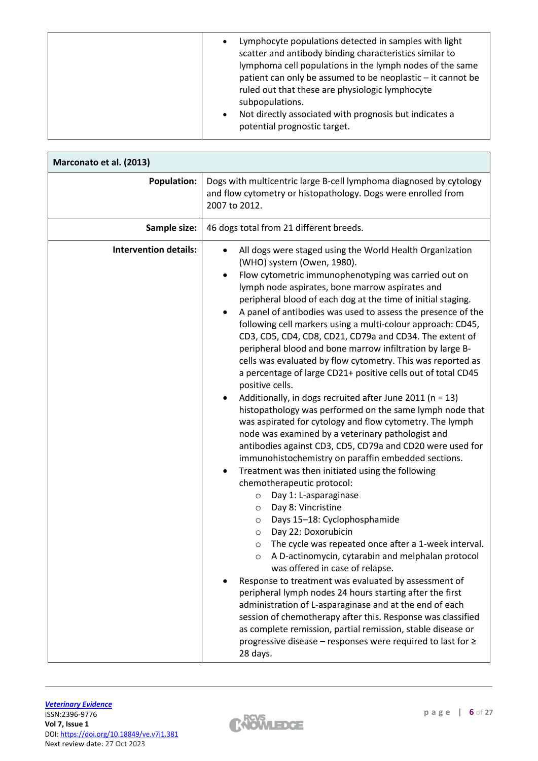| | |
|---|---|
| | • Lymphocyte populations detected in samples with light scatter and antibody binding characteristics similar to lymphoma cell populations in the lymph nodes of the same patient can only be assumed to be neoplastic – it cannot be ruled out that these are physiologic lymphocyte subpopulations.<br>• Not directly associated with prognosis but indicates a potential prognostic target. |

| **Marconato et al. (2013)** | |
|---|---|
| **Population:** | Dogs with multicentric large B-cell lymphoma diagnosed by cytology and flow cytometry or histopathology. Dogs were enrolled from 2007 to 2012. |
| **Sample size:** | 46 dogs total from 21 different breeds. |
| **Intervention details:** | • All dogs were staged using the World Health Organization (WHO) system (Owen, 1980).<br>• Flow cytometric immunophenotyping was carried out on lymph node aspirates, bone marrow aspirates and peripheral blood of each dog at the time of initial staging.<br>• A panel of antibodies was used to assess the presence of the following cell markers using a multi-colour approach: CD45, CD3, CD5, CD4, CD8, CD21, CD79a and CD34. The extent of peripheral blood and bone marrow infiltration by large B-cells was evaluated by flow cytometry. This was reported as a percentage of large CD21+ positive cells out of total CD45 positive cells.<br>• Additionally, in dogs recruited after June 2011 (n = 13) histopathology was performed on the same lymph node that was aspirated for cytology and flow cytometry. The lymph node was examined by a veterinary pathologist and antibodies against CD3, CD5, CD79a and CD20 were used for immunohistochemistry on paraffin embedded sections.<br>• Treatment was then initiated using the following chemotherapeutic protocol:<br>  ○ Day 1: L-asparaginase<br>  ○ Day 8: Vincristine<br>  ○ Days 15–18: Cyclophosphamide<br>  ○ Day 22: Doxorubicin<br>  ○ The cycle was repeated once after a 1-week interval.<br>  ○ A D-actinomycin, cytarabin and melphalan protocol was offered in case of relapse.<br>• Response to treatment was evaluated by assessment of peripheral lymph nodes 24 hours starting after the first administration of L-asparaginase and at the end of each session of chemotherapy after this. Response was classified as complete remission, partial remission, stable disease or progressive disease – responses were required to last for ≥ 28 days. |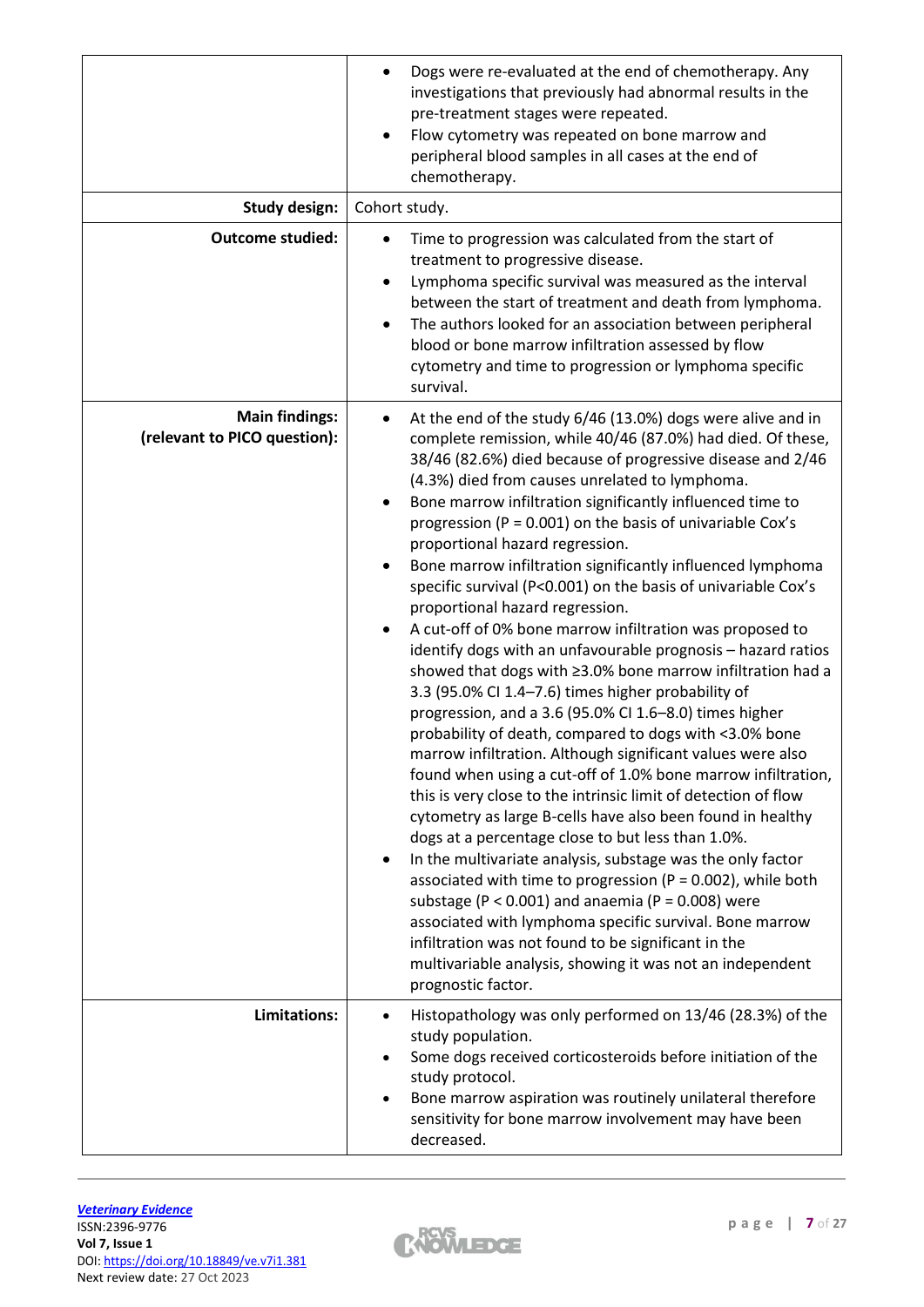| | |
|---|---|
| | • Dogs were re-evaluated at the end of chemotherapy. Any investigations that previously had abnormal results in the pre-treatment stages were repeated.<br>• Flow cytometry was repeated on bone marrow and peripheral blood samples in all cases at the end of chemotherapy. |
| **Study design:** | Cohort study. |
| **Outcome studied:** | • Time to progression was calculated from the start of treatment to progressive disease.<br>• Lymphoma specific survival was measured as the interval between the start of treatment and death from lymphoma.<br>• The authors looked for an association between peripheral blood or bone marrow infiltration assessed by flow cytometry and time to progression or lymphoma specific survival. |
| **Main findings: (relevant to PICO question):** | • At the end of the study 6/46 (13.0%) dogs were alive and in complete remission, while 40/46 (87.0%) had died. Of these, 38/46 (82.6%) died because of progressive disease and 2/46 (4.3%) died from causes unrelated to lymphoma.<br>• Bone marrow infiltration significantly influenced time to progression ($P = 0.001$) on the basis of univariable Cox's proportional hazard regression.<br>• Bone marrow infiltration significantly influenced lymphoma specific survival ($P<0.001$) on the basis of univariable Cox's proportional hazard regression.<br>• A cut-off of 0% bone marrow infiltration was proposed to identify dogs with an unfavourable prognosis – hazard ratios showed that dogs with ≥3.0% bone marrow infiltration had a 3.3 (95.0% CI 1.4–7.6) times higher probability of progression, and a 3.6 (95.0% CI 1.6–8.0) times higher probability of death, compared to dogs with <3.0% bone marrow infiltration. Although significant values were also found when using a cut-off of 1.0% bone marrow infiltration, this is very close to the intrinsic limit of detection of flow cytometry as large B-cells have also been found in healthy dogs at a percentage close to but less than 1.0%.<br>• In the multivariate analysis, substage was the only factor associated with time to progression ($P = 0.002$), while both substage ($P < 0.001$) and anaemia ($P = 0.008$) were associated with lymphoma specific survival. Bone marrow infiltration was not found to be significant in the multivariable analysis, showing it was not an independent prognostic factor. |
| **Limitations:** | • Histopathology was only performed on 13/46 (28.3%) of the study population.<br>• Some dogs received corticosteroids before initiation of the study protocol.<br>• Bone marrow aspiration was routinely unilateral therefore sensitivity for bone marrow involvement may have been decreased. |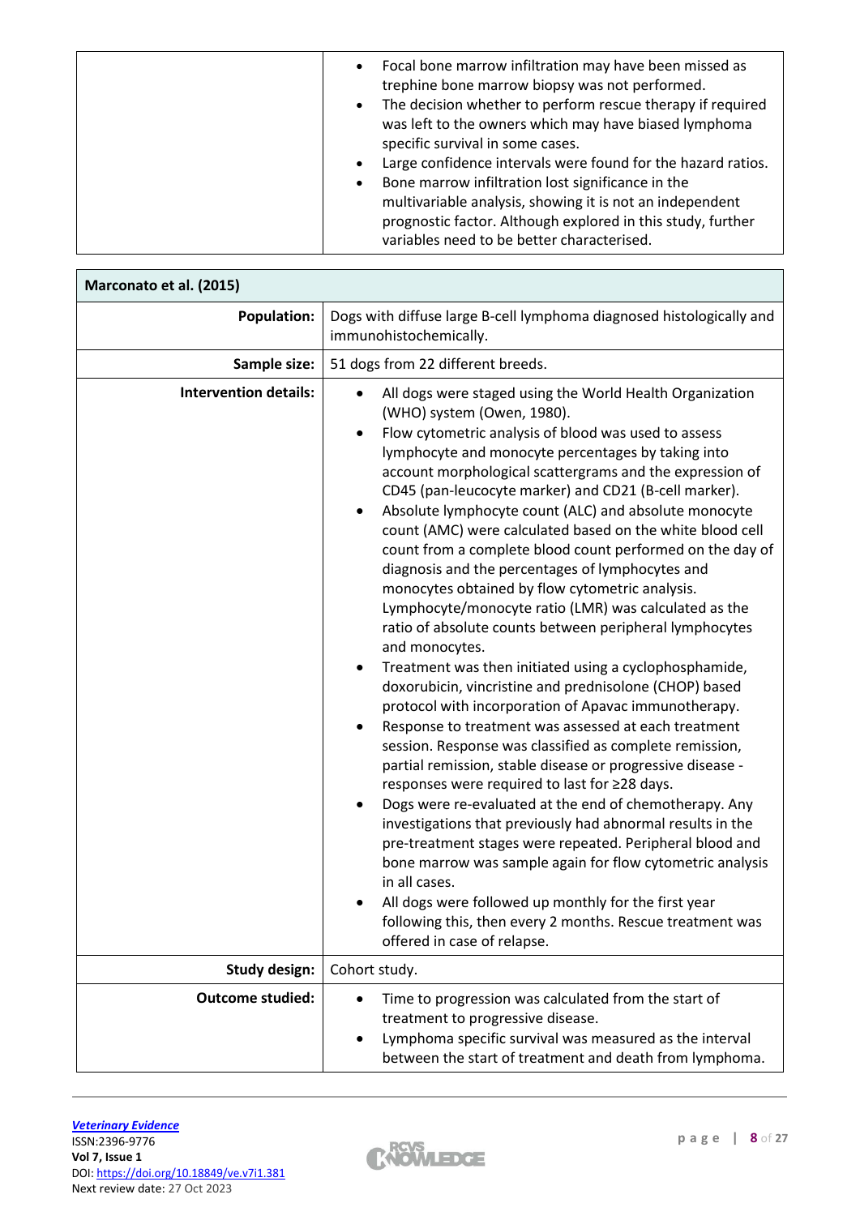| | |
|---|---|
| | • Focal bone marrow infiltration may have been missed as trephine bone marrow biopsy was not performed.<br>• The decision whether to perform rescue therapy if required was left to the owners which may have biased lymphoma specific survival in some cases.<br>• Large confidence intervals were found for the hazard ratios.<br>• Bone marrow infiltration lost significance in the multivariable analysis, showing it is not an independent prognostic factor. Although explored in this study, further variables need to be better characterised. |

| **Marconato et al. (2015)** | |
|---|---|
| **Population:** | Dogs with diffuse large B-cell lymphoma diagnosed histologically and immunohistochemically. |
| **Sample size:** | 51 dogs from 22 different breeds. |
| **Intervention details:** | • All dogs were staged using the World Health Organization (WHO) system (Owen, 1980).<br>• Flow cytometric analysis of blood was used to assess lymphocyte and monocyte percentages by taking into account morphological scattergrams and the expression of CD45 (pan-leucocyte marker) and CD21 (B-cell marker).<br>• Absolute lymphocyte count (ALC) and absolute monocyte count (AMC) were calculated based on the white blood cell count from a complete blood count performed on the day of diagnosis and the percentages of lymphocytes and monocytes obtained by flow cytometric analysis. Lymphocyte/monocyte ratio (LMR) was calculated as the ratio of absolute counts between peripheral lymphocytes and monocytes.<br>• Treatment was then initiated using a cyclophosphamide, doxorubicin, vincristine and prednisolone (CHOP) based protocol with incorporation of Apavac immunotherapy.<br>• Response to treatment was assessed at each treatment session. Response was classified as complete remission, partial remission, stable disease or progressive disease - responses were required to last for ≥28 days.<br>• Dogs were re-evaluated at the end of chemotherapy. Any investigations that previously had abnormal results in the pre-treatment stages were repeated. Peripheral blood and bone marrow was sample again for flow cytometric analysis in all cases.<br>• All dogs were followed up monthly for the first year following this, then every 2 months. Rescue treatment was offered in case of relapse. |
| **Study design:** | Cohort study. |
| **Outcome studied:** | • Time to progression was calculated from the start of treatment to progressive disease.<br>• Lymphoma specific survival was measured as the interval between the start of treatment and death from lymphoma. |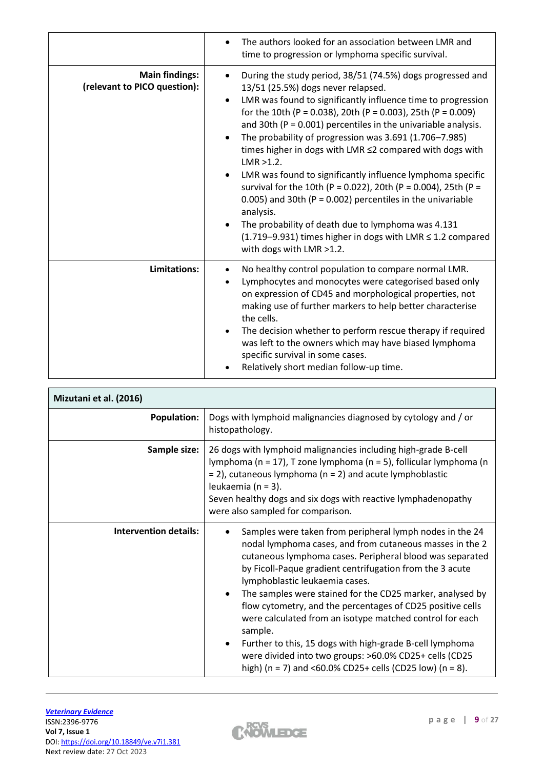| | |
|---|---|
| | • The authors looked for an association between LMR and time to progression or lymphoma specific survival. |
| **Main findings: (relevant to PICO question):** | • During the study period, 38/51 (74.5%) dogs progressed and 13/51 (25.5%) dogs never relapsed.<br>• LMR was found to significantly influence time to progression for the 10th ($P = 0.038$), 20th ($P = 0.003$), 25th ($P = 0.009$) and 30th ($P = 0.001$) percentiles in the univariable analysis.<br>• The probability of progression was 3.691 (1.706–7.985) times higher in dogs with LMR ≤2 compared with dogs with LMR >1.2.<br>• LMR was found to significantly influence lymphoma specific survival for the 10th ($P = 0.022$), 20th ($P = 0.004$), 25th ($P = 0.005$) and 30th ($P = 0.002$) percentiles in the univariable analysis.<br>• The probability of death due to lymphoma was 4.131 (1.719–9.931) times higher in dogs with LMR ≤ 1.2 compared with dogs with LMR >1.2. |
| **Limitations:** | • No healthy control population to compare normal LMR.<br>• Lymphocytes and monocytes were categorised based only on expression of CD45 and morphological properties, not making use of further markers to help better characterise the cells.<br>• The decision whether to perform rescue therapy if required was left to the owners which may have biased lymphoma specific survival in some cases.<br>• Relatively short median follow-up time. |

| **Mizutani et al. (2016)** | |
|---|---|
| **Population:** | Dogs with lymphoid malignancies diagnosed by cytology and / or histopathology. |
| **Sample size:** | 26 dogs with lymphoid malignancies including high-grade B-cell lymphoma (n = 17), T zone lymphoma (n = 5), follicular lymphoma (n = 2), cutaneous lymphoma (n = 2) and acute lymphoblastic leukaemia (n = 3).<br>Seven healthy dogs and six dogs with reactive lymphadenopathy were also sampled for comparison. |
| **Intervention details:** | • Samples were taken from peripheral lymph nodes in the 24 nodal lymphoma cases, and from cutaneous masses in the 2 cutaneous lymphoma cases. Peripheral blood was separated by Ficoll-Paque gradient centrifugation from the 3 acute lymphoblastic leukaemia cases.<br>• The samples were stained for the CD25 marker, analysed by flow cytometry, and the percentages of CD25 positive cells were calculated from an isotype matched control for each sample.<br>• Further to this, 15 dogs with high-grade B-cell lymphoma were divided into two groups: >60.0% CD25+ cells (CD25 high) (n = 7) and <60.0% CD25+ cells (CD25 low) (n = 8). |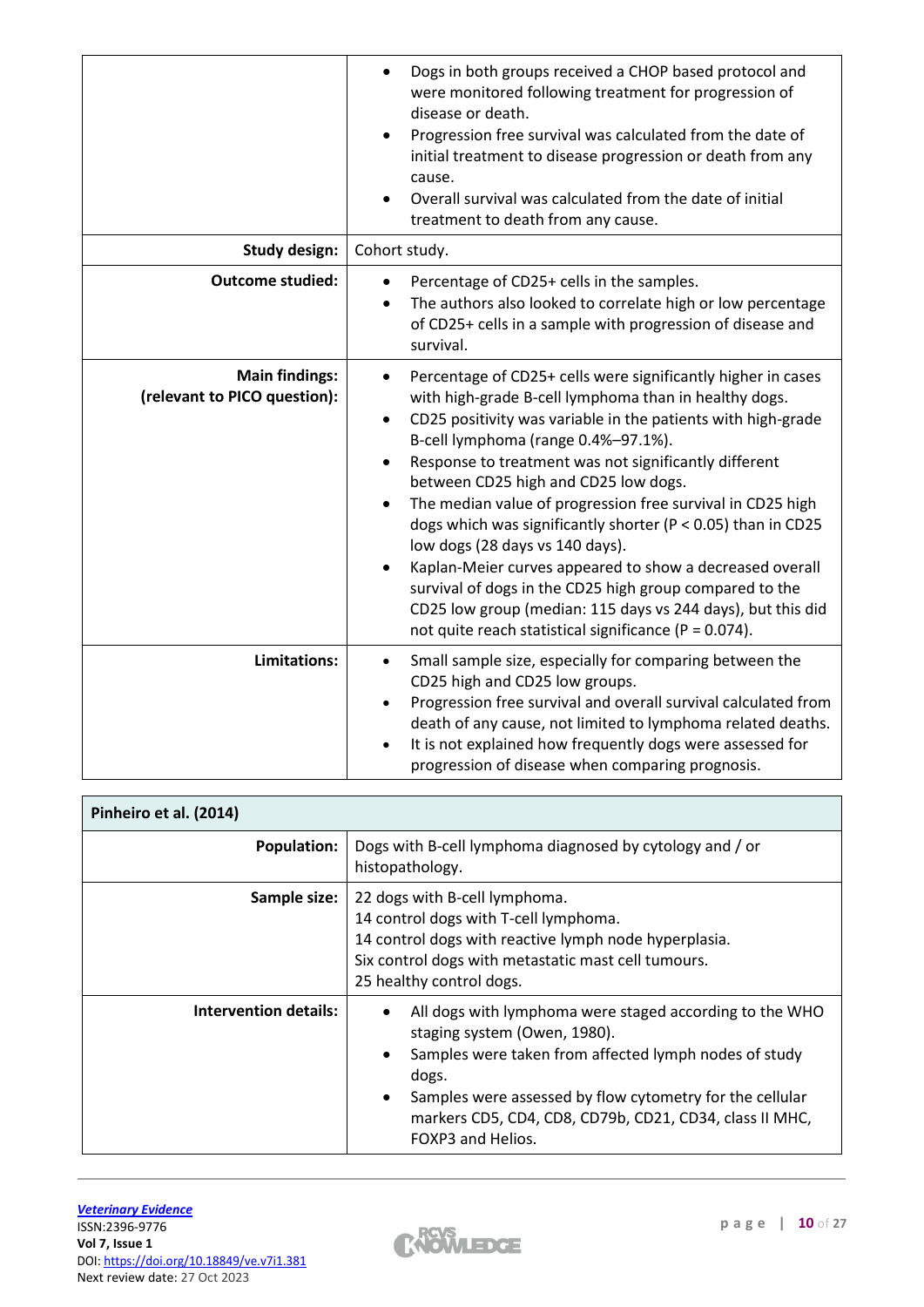| | |
|---|---|
| | • Dogs in both groups received a CHOP based protocol and were monitored following treatment for progression of disease or death.<br>• Progression free survival was calculated from the date of initial treatment to disease progression or death from any cause.<br>• Overall survival was calculated from the date of initial treatment to death from any cause. |
| **Study design:** | Cohort study. |
| **Outcome studied:** | • Percentage of CD25+ cells in the samples.<br>• The authors also looked to correlate high or low percentage of CD25+ cells in a sample with progression of disease and survival. |
| **Main findings: (relevant to PICO question):** | • Percentage of CD25+ cells were significantly higher in cases with high-grade B-cell lymphoma than in healthy dogs.<br>• CD25 positivity was variable in the patients with high-grade B-cell lymphoma (range 0.4%–97.1%).<br>• Response to treatment was not significantly different between CD25 high and CD25 low dogs.<br>• The median value of progression free survival in CD25 high dogs which was significantly shorter ($P < 0.05$) than in CD25 low dogs (28 days vs 140 days).<br>• Kaplan-Meier curves appeared to show a decreased overall survival of dogs in the CD25 high group compared to the CD25 low group (median: 115 days vs 244 days), but this did not quite reach statistical significance ($P = 0.074$). |
| **Limitations:** | • Small sample size, especially for comparing between the CD25 high and CD25 low groups.<br>• Progression free survival and overall survival calculated from death of any cause, not limited to lymphoma related deaths.<br>• It is not explained how frequently dogs were assessed for progression of disease when comparing prognosis. |

| **Pinheiro et al. (2014)** | |
|---|---|
| **Population:** | Dogs with B-cell lymphoma diagnosed by cytology and / or histopathology. |
| **Sample size:** | 22 dogs with B-cell lymphoma.<br>14 control dogs with T-cell lymphoma.<br>14 control dogs with reactive lymph node hyperplasia.<br>Six control dogs with metastatic mast cell tumours.<br>25 healthy control dogs. |
| **Intervention details:** | • All dogs with lymphoma were staged according to the WHO staging system (Owen, 1980).<br>• Samples were taken from affected lymph nodes of study dogs.<br>• Samples were assessed by flow cytometry for the cellular markers CD5, CD4, CD8, CD79b, CD21, CD34, class II MHC, FOXP3 and Helios. |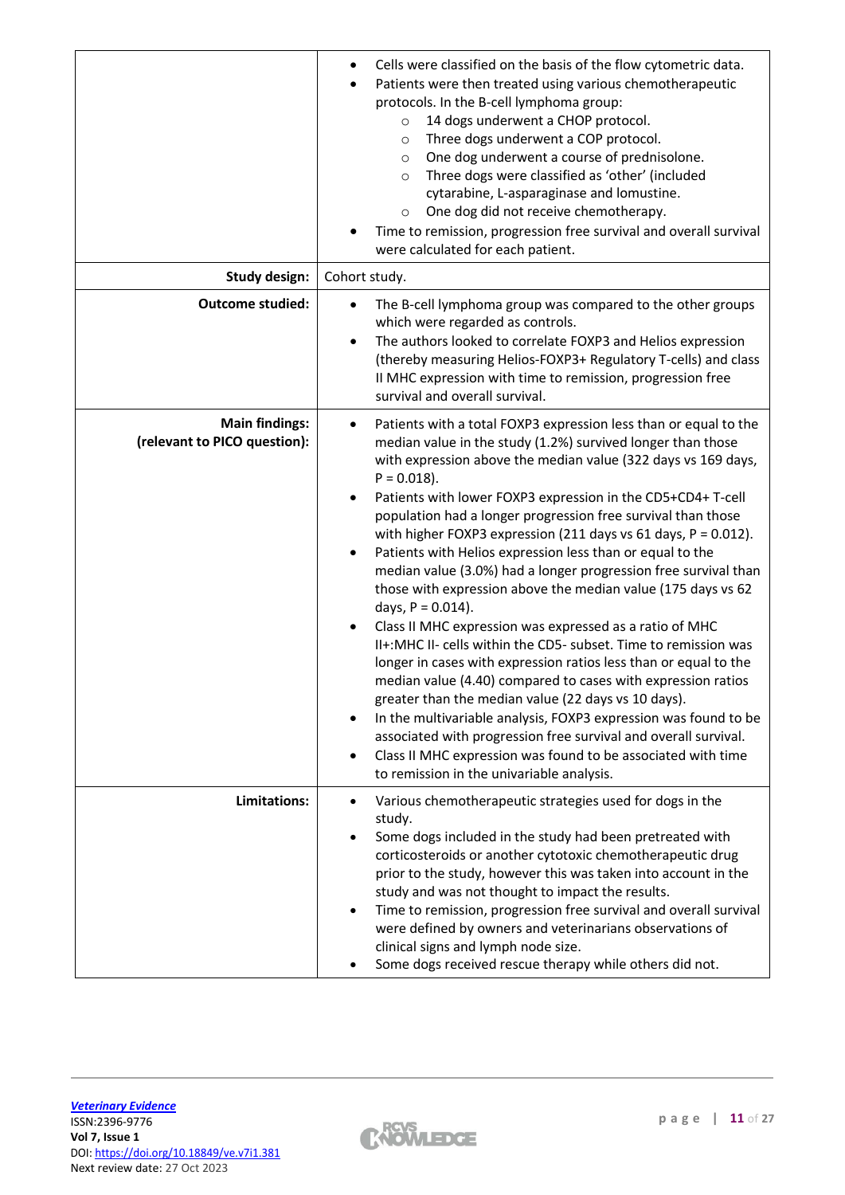| | |
|---|---|
| | • Cells were classified on the basis of the flow cytometric data.<br>• Patients were then treated using various chemotherapeutic protocols. In the B-cell lymphoma group:<br>&nbsp;&nbsp;&nbsp;&nbsp;○ 14 dogs underwent a CHOP protocol.<br>&nbsp;&nbsp;&nbsp;&nbsp;○ Three dogs underwent a COP protocol.<br>&nbsp;&nbsp;&nbsp;&nbsp;○ One dog underwent a course of prednisolone.<br>&nbsp;&nbsp;&nbsp;&nbsp;○ Three dogs were classified as 'other' (included cytarabine, L-asparaginase and lomustine.<br>&nbsp;&nbsp;&nbsp;&nbsp;○ One dog did not receive chemotherapy.<br>• Time to remission, progression free survival and overall survival were calculated for each patient. |
| **Study design:** | Cohort study. |
| **Outcome studied:** | • The B-cell lymphoma group was compared to the other groups which were regarded as controls.<br>• The authors looked to correlate FOXP3 and Helios expression (thereby measuring Helios-FOXP3+ Regulatory T-cells) and class II MHC expression with time to remission, progression free survival and overall survival. |
| **Main findings:**<br>**(relevant to PICO question):** | • Patients with a total FOXP3 expression less than or equal to the median value in the study (1.2%) survived longer than those with expression above the median value (322 days vs 169 days, P = 0.018).<br>• Patients with lower FOXP3 expression in the CD5+CD4+ T-cell population had a longer progression free survival than those with higher FOXP3 expression (211 days vs 61 days, P = 0.012).<br>• Patients with Helios expression less than or equal to the median value (3.0%) had a longer progression free survival than those with expression above the median value (175 days vs 62 days, P = 0.014).<br>• Class II MHC expression was expressed as a ratio of MHC II+:MHC II- cells within the CD5- subset. Time to remission was longer in cases with expression ratios less than or equal to the median value (4.40) compared to cases with expression ratios greater than the median value (22 days vs 10 days).<br>• In the multivariable analysis, FOXP3 expression was found to be associated with progression free survival and overall survival.<br>• Class II MHC expression was found to be associated with time to remission in the univariable analysis. |
| **Limitations:** | • Various chemotherapeutic strategies used for dogs in the study.<br>• Some dogs included in the study had been pretreated with corticosteroids or another cytotoxic chemotherapeutic drug prior to the study, however this was taken into account in the study and was not thought to impact the results.<br>• Time to remission, progression free survival and overall survival were defined by owners and veterinarians observations of clinical signs and lymph node size.<br>• Some dogs received rescue therapy while others did not. |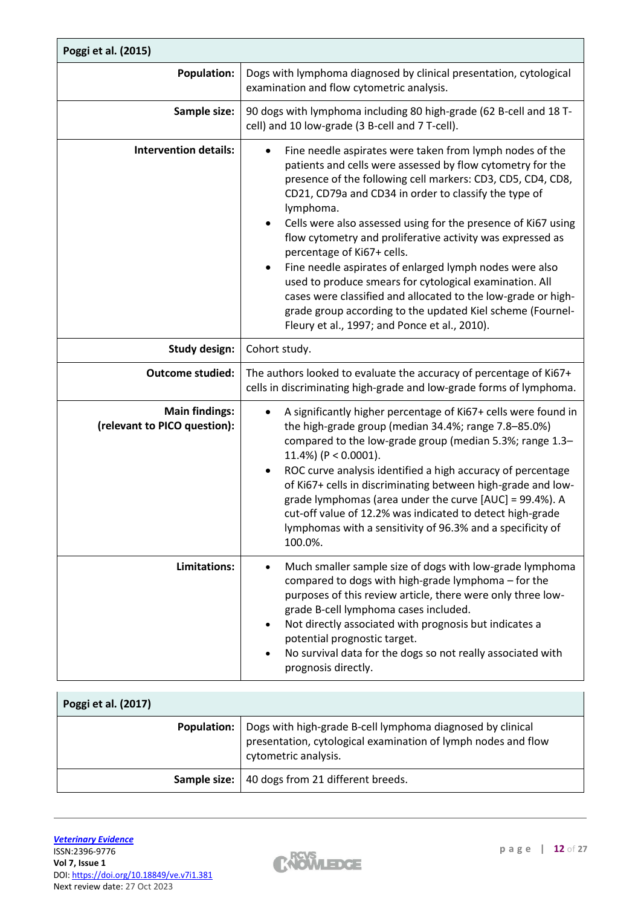| Poggi et al. (2015) | |
|---|---|
| **Population:** | Dogs with lymphoma diagnosed by clinical presentation, cytological examination and flow cytometric analysis. |
| **Sample size:** | 90 dogs with lymphoma including 80 high-grade (62 B-cell and 18 T-cell) and 10 low-grade (3 B-cell and 7 T-cell). |
| **Intervention details:** | • Fine needle aspirates were taken from lymph nodes of the patients and cells were assessed by flow cytometry for the presence of the following cell markers: CD3, CD5, CD4, CD8, CD21, CD79a and CD34 in order to classify the type of lymphoma.<br>• Cells were also assessed using for the presence of Ki67 using flow cytometry and proliferative activity was expressed as percentage of Ki67+ cells.<br>• Fine needle aspirates of enlarged lymph nodes were also used to produce smears for cytological examination. All cases were classified and allocated to the low-grade or high-grade group according to the updated Kiel scheme (Fournel-Fleury et al., 1997; and Ponce et al., 2010). |
| **Study design:** | Cohort study. |
| **Outcome studied:** | The authors looked to evaluate the accuracy of percentage of Ki67+ cells in discriminating high-grade and low-grade forms of lymphoma. |
| **Main findings: (relevant to PICO question):** | • A significantly higher percentage of Ki67+ cells were found in the high-grade group (median 34.4%; range 7.8–85.0%) compared to the low-grade group (median 5.3%; range 1.3–11.4%) ($P < 0.0001$).<br>• ROC curve analysis identified a high accuracy of percentage of Ki67+ cells in discriminating between high-grade and low-grade lymphomas (area under the curve [AUC] = 99.4%). A cut-off value of 12.2% was indicated to detect high-grade lymphomas with a sensitivity of 96.3% and a specificity of 100.0%. |
| **Limitations:** | • Much smaller sample size of dogs with low-grade lymphoma compared to dogs with high-grade lymphoma – for the purposes of this review article, there were only three low-grade B-cell lymphoma cases included.<br>• Not directly associated with prognosis but indicates a potential prognostic target.<br>• No survival data for the dogs so not really associated with prognosis directly. |

| Poggi et al. (2017) | |
|---|---|
| **Population:** | Dogs with high-grade B-cell lymphoma diagnosed by clinical presentation, cytological examination of lymph nodes and flow cytometric analysis. |
| **Sample size:** | 40 dogs from 21 different breeds. |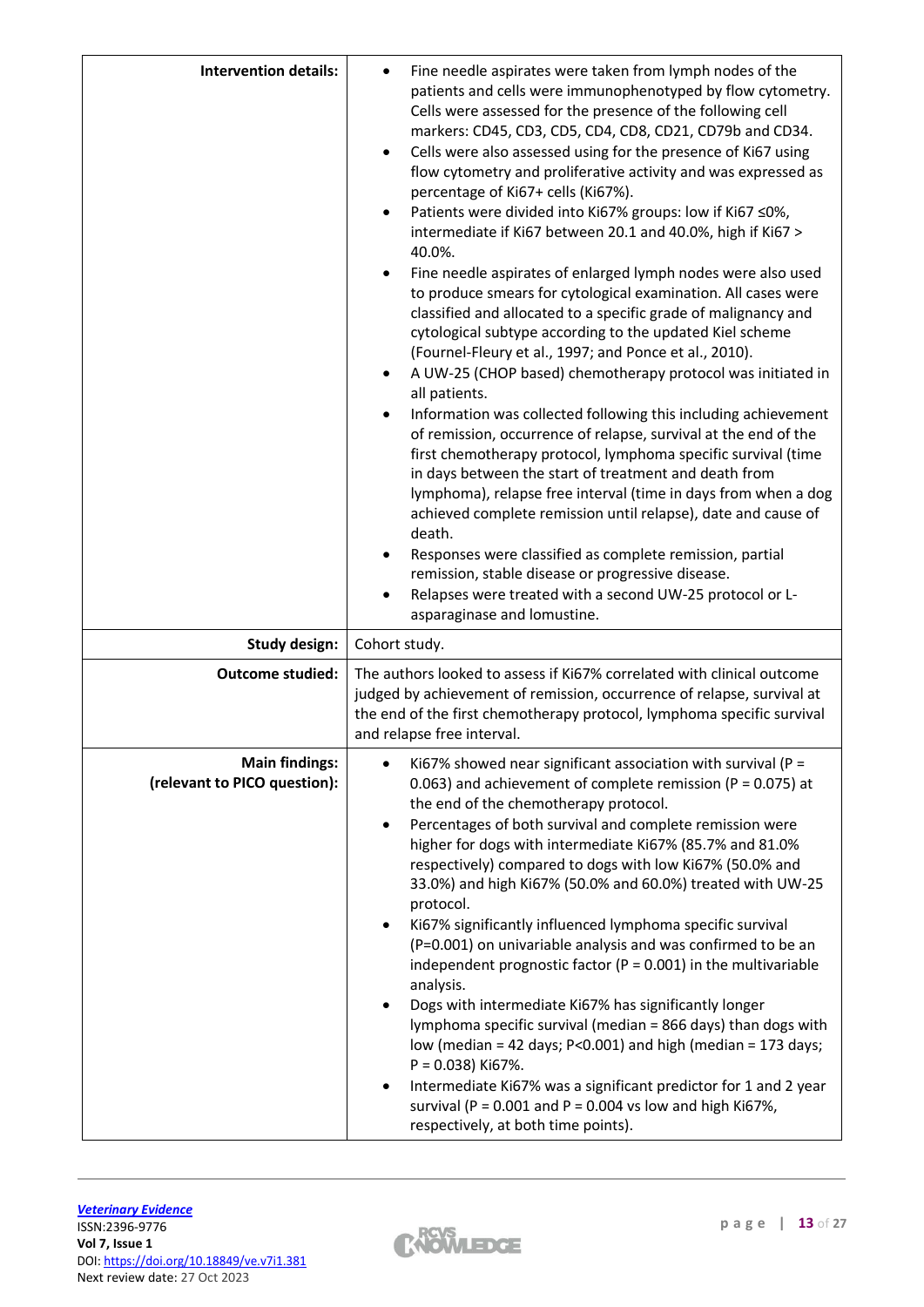| | |
|---|---|
| **Intervention details:** | • Fine needle aspirates were taken from lymph nodes of the patients and cells were immunophenotyped by flow cytometry. Cells were assessed for the presence of the following cell markers: CD45, CD3, CD5, CD4, CD8, CD21, CD79b and CD34.<br>• Cells were also assessed using for the presence of Ki67 using flow cytometry and proliferative activity and was expressed as percentage of Ki67+ cells (Ki67%).<br>• Patients were divided into Ki67% groups: low if Ki67 ≤0%, intermediate if Ki67 between 20.1 and 40.0%, high if Ki67 > 40.0%.<br>• Fine needle aspirates of enlarged lymph nodes were also used to produce smears for cytological examination. All cases were classified and allocated to a specific grade of malignancy and cytological subtype according to the updated Kiel scheme (Fournel-Fleury et al., 1997; and Ponce et al., 2010).<br>• A UW-25 (CHOP based) chemotherapy protocol was initiated in all patients.<br>• Information was collected following this including achievement of remission, occurrence of relapse, survival at the end of the first chemotherapy protocol, lymphoma specific survival (time in days between the start of treatment and death from lymphoma), relapse free interval (time in days from when a dog achieved complete remission until relapse), date and cause of death.<br>• Responses were classified as complete remission, partial remission, stable disease or progressive disease.<br>• Relapses were treated with a second UW-25 protocol or L-asparaginase and lomustine. |
| **Study design:** | Cohort study. |
| **Outcome studied:** | The authors looked to assess if Ki67% correlated with clinical outcome judged by achievement of remission, occurrence of relapse, survival at the end of the first chemotherapy protocol, lymphoma specific survival and relapse free interval. |
| **Main findings: (relevant to PICO question):** | • Ki67% showed near significant association with survival ($P = 0.063$) and achievement of complete remission ($P = 0.075$) at the end of the chemotherapy protocol.<br>• Percentages of both survival and complete remission were higher for dogs with intermediate Ki67% (85.7% and 81.0% respectively) compared to dogs with low Ki67% (50.0% and 33.0%) and high Ki67% (50.0% and 60.0%) treated with UW-25 protocol.<br>• Ki67% significantly influenced lymphoma specific survival ($P=0.001$) on univariable analysis and was confirmed to be an independent prognostic factor ($P = 0.001$) in the multivariable analysis.<br>• Dogs with intermediate Ki67% has significantly longer lymphoma specific survival (median = 866 days) than dogs with low (median = 42 days; $P<0.001$) and high (median = 173 days; $P = 0.038$) Ki67%.<br>• Intermediate Ki67% was a significant predictor for 1 and 2 year survival ($P = 0.001$ and $P = 0.004$ vs low and high Ki67%, respectively, at both time points). |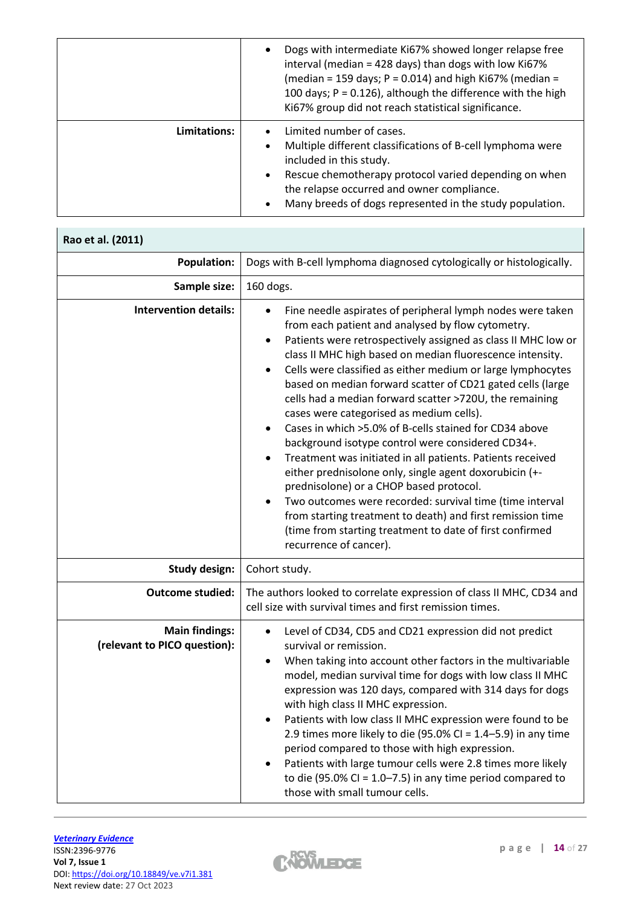| | |
|---|---|
| | • Dogs with intermediate Ki67% showed longer relapse free interval (median = 428 days) than dogs with low Ki67% (median = 159 days; P = 0.014) and high Ki67% (median = 100 days; P = 0.126), although the difference with the high Ki67% group did not reach statistical significance. |
| **Limitations:** | • Limited number of cases.<br>• Multiple different classifications of B-cell lymphoma were included in this study.<br>• Rescue chemotherapy protocol varied depending on when the relapse occurred and owner compliance.<br>• Many breeds of dogs represented in the study population. |

| **Rao et al. (2011)** | |
|---|---|
| **Population:** | Dogs with B-cell lymphoma diagnosed cytologically or histologically. |
| **Sample size:** | 160 dogs. |
| **Intervention details:** | • Fine needle aspirates of peripheral lymph nodes were taken from each patient and analysed by flow cytometry.<br>• Patients were retrospectively assigned as class II MHC low or class II MHC high based on median fluorescence intensity.<br>• Cells were classified as either medium or large lymphocytes based on median forward scatter of CD21 gated cells (large cells had a median forward scatter >720U, the remaining cases were categorised as medium cells).<br>• Cases in which >5.0% of B-cells stained for CD34 above background isotype control were considered CD34+.<br>• Treatment was initiated in all patients. Patients received either prednisolone only, single agent doxorubicin (+- prednisolone) or a CHOP based protocol.<br>• Two outcomes were recorded: survival time (time interval from starting treatment to death) and first remission time (time from starting treatment to date of first confirmed recurrence of cancer). |
| **Study design:** | Cohort study. |
| **Outcome studied:** | The authors looked to correlate expression of class II MHC, CD34 and cell size with survival times and first remission times. |
| **Main findings: (relevant to PICO question):** | • Level of CD34, CD5 and CD21 expression did not predict survival or remission.<br>• When taking into account other factors in the multivariable model, median survival time for dogs with low class II MHC expression was 120 days, compared with 314 days for dogs with high class II MHC expression.<br>• Patients with low class II MHC expression were found to be 2.9 times more likely to die (95.0% CI = 1.4–5.9) in any time period compared to those with high expression.<br>• Patients with large tumour cells were 2.8 times more likely to die (95.0% CI = 1.0–7.5) in any time period compared to those with small tumour cells. |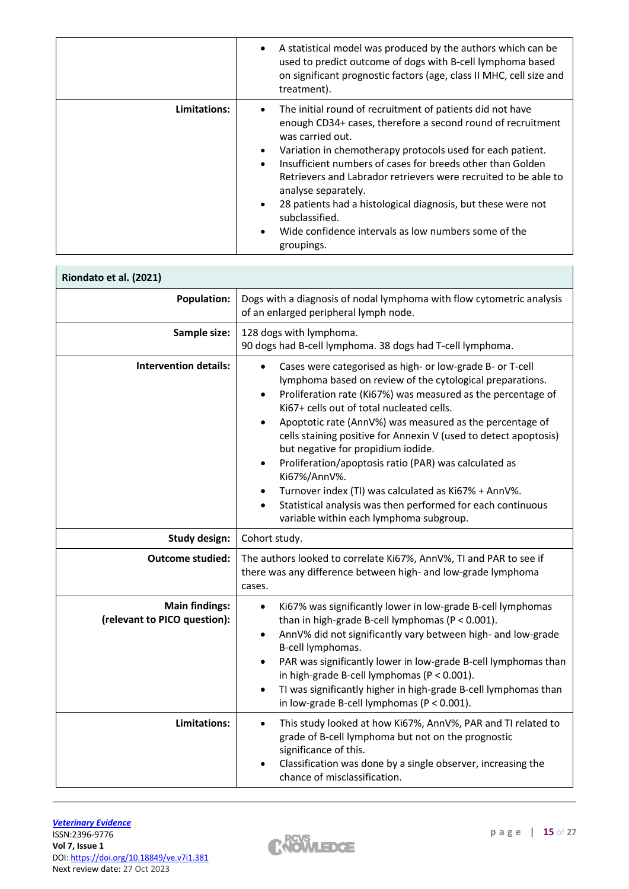| | |
|---|---|
| | • A statistical model was produced by the authors which can be used to predict outcome of dogs with B-cell lymphoma based on significant prognostic factors (age, class II MHC, cell size and treatment). |
| **Limitations:** | • The initial round of recruitment of patients did not have enough CD34+ cases, therefore a second round of recruitment was carried out.<br>• Variation in chemotherapy protocols used for each patient.<br>• Insufficient numbers of cases for breeds other than Golden Retrievers and Labrador retrievers were recruited to be able to analyse separately.<br>• 28 patients had a histological diagnosis, but these were not subclassified.<br>• Wide confidence intervals as low numbers some of the groupings. |

| **Riondato et al. (2021)** | |
|---|---|
| **Population:** | Dogs with a diagnosis of nodal lymphoma with flow cytometric analysis of an enlarged peripheral lymph node. |
| **Sample size:** | 128 dogs with lymphoma.<br>90 dogs had B-cell lymphoma. 38 dogs had T-cell lymphoma. |
| **Intervention details:** | • Cases were categorised as high- or low-grade B- or T-cell lymphoma based on review of the cytological preparations.<br>• Proliferation rate (Ki67%) was measured as the percentage of Ki67+ cells out of total nucleated cells.<br>• Apoptotic rate (AnnV%) was measured as the percentage of cells staining positive for Annexin V (used to detect apoptosis) but negative for propidium iodide.<br>• Proliferation/apoptosis ratio (PAR) was calculated as Ki67%/AnnV%.<br>• Turnover index (TI) was calculated as Ki67% + AnnV%.<br>• Statistical analysis was then performed for each continuous variable within each lymphoma subgroup. |
| **Study design:** | Cohort study. |
| **Outcome studied:** | The authors looked to correlate Ki67%, AnnV%, TI and PAR to see if there was any difference between high- and low-grade lymphoma cases. |
| **Main findings:**<br>**(relevant to PICO question):** | • Ki67% was significantly lower in low-grade B-cell lymphomas than in high-grade B-cell lymphomas ($P < 0.001$).<br>• AnnV% did not significantly vary between high- and low-grade B-cell lymphomas.<br>• PAR was significantly lower in low-grade B-cell lymphomas than in high-grade B-cell lymphomas ($P < 0.001$).<br>• TI was significantly higher in high-grade B-cell lymphomas than in low-grade B-cell lymphomas ($P < 0.001$). |
| **Limitations:** | • This study looked at how Ki67%, AnnV%, PAR and TI related to grade of B-cell lymphoma but not on the prognostic significance of this.<br>• Classification was done by a single observer, increasing the chance of misclassification. |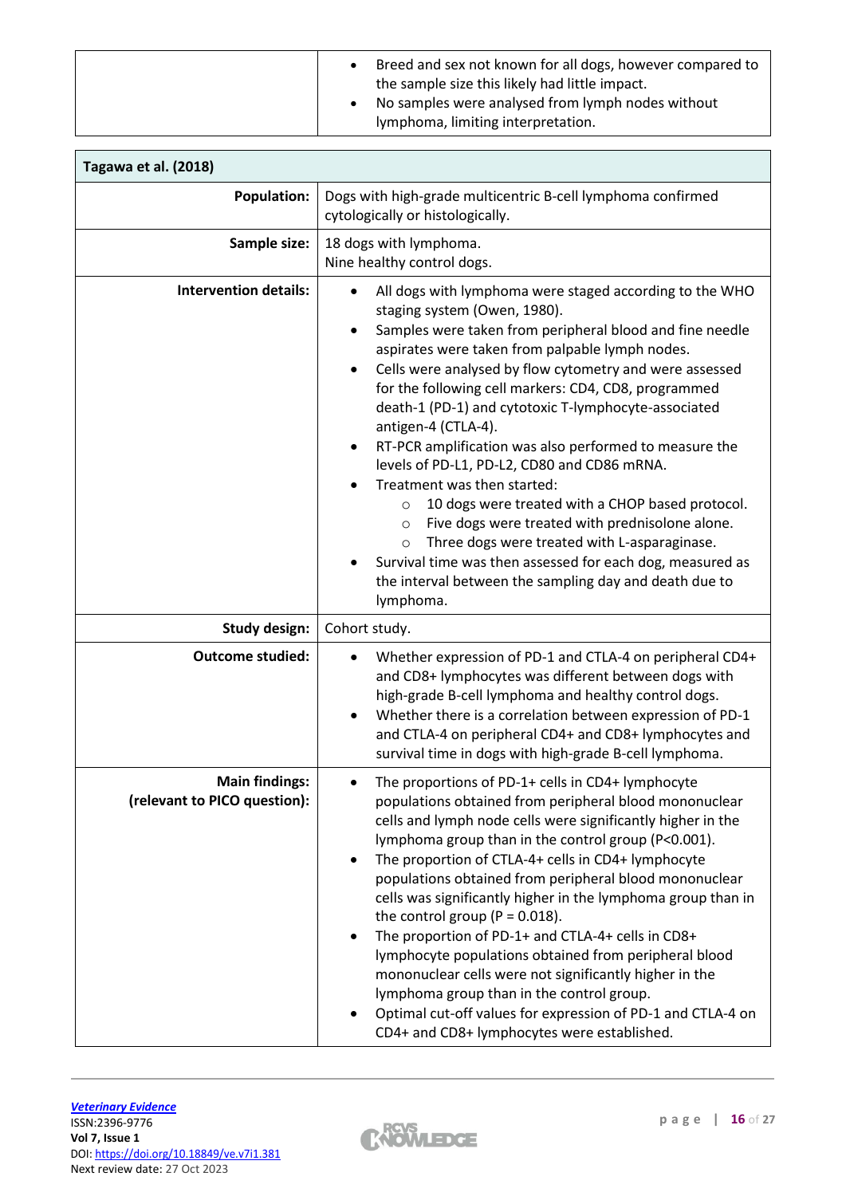| | |
|---|---|
| | • Breed and sex not known for all dogs, however compared to the sample size this likely had little impact.<br>• No samples were analysed from lymph nodes without lymphoma, limiting interpretation. |

| Tagawa et al. (2018) | |
|---|---|
| **Population:** | Dogs with high-grade multicentric B-cell lymphoma confirmed cytologically or histologically. |
| **Sample size:** | 18 dogs with lymphoma.<br>Nine healthy control dogs. |
| **Intervention details:** | • All dogs with lymphoma were staged according to the WHO staging system (Owen, 1980).<br>• Samples were taken from peripheral blood and fine needle aspirates were taken from palpable lymph nodes.<br>• Cells were analysed by flow cytometry and were assessed for the following cell markers: CD4, CD8, programmed death-1 (PD-1) and cytotoxic T-lymphocyte-associated antigen-4 (CTLA-4).<br>• RT-PCR amplification was also performed to measure the levels of PD-L1, PD-L2, CD80 and CD86 mRNA.<br>• Treatment was then started:<br>&nbsp;&nbsp;&nbsp;&nbsp;○ 10 dogs were treated with a CHOP based protocol.<br>&nbsp;&nbsp;&nbsp;&nbsp;○ Five dogs were treated with prednisolone alone.<br>&nbsp;&nbsp;&nbsp;&nbsp;○ Three dogs were treated with L-asparaginase.<br>• Survival time was then assessed for each dog, measured as the interval between the sampling day and death due to lymphoma. |
| **Study design:** | Cohort study. |
| **Outcome studied:** | • Whether expression of PD-1 and CTLA-4 on peripheral CD4+ and CD8+ lymphocytes was different between dogs with high-grade B-cell lymphoma and healthy control dogs.<br>• Whether there is a correlation between expression of PD-1 and CTLA-4 on peripheral CD4+ and CD8+ lymphocytes and survival time in dogs with high-grade B-cell lymphoma. |
| **Main findings:<br>(relevant to PICO question):** | • The proportions of PD-1+ cells in CD4+ lymphocyte populations obtained from peripheral blood mononuclear cells and lymph node cells were significantly higher in the lymphoma group than in the control group ($P<0.001$).<br>• The proportion of CTLA-4+ cells in CD4+ lymphocyte populations obtained from peripheral blood mononuclear cells was significantly higher in the lymphoma group than in the control group ($P = 0.018$).<br>• The proportion of PD-1+ and CTLA-4+ cells in CD8+ lymphocyte populations obtained from peripheral blood mononuclear cells were not significantly higher in the lymphoma group than in the control group.<br>• Optimal cut-off values for expression of PD-1 and CTLA-4 on CD4+ and CD8+ lymphocytes were established. |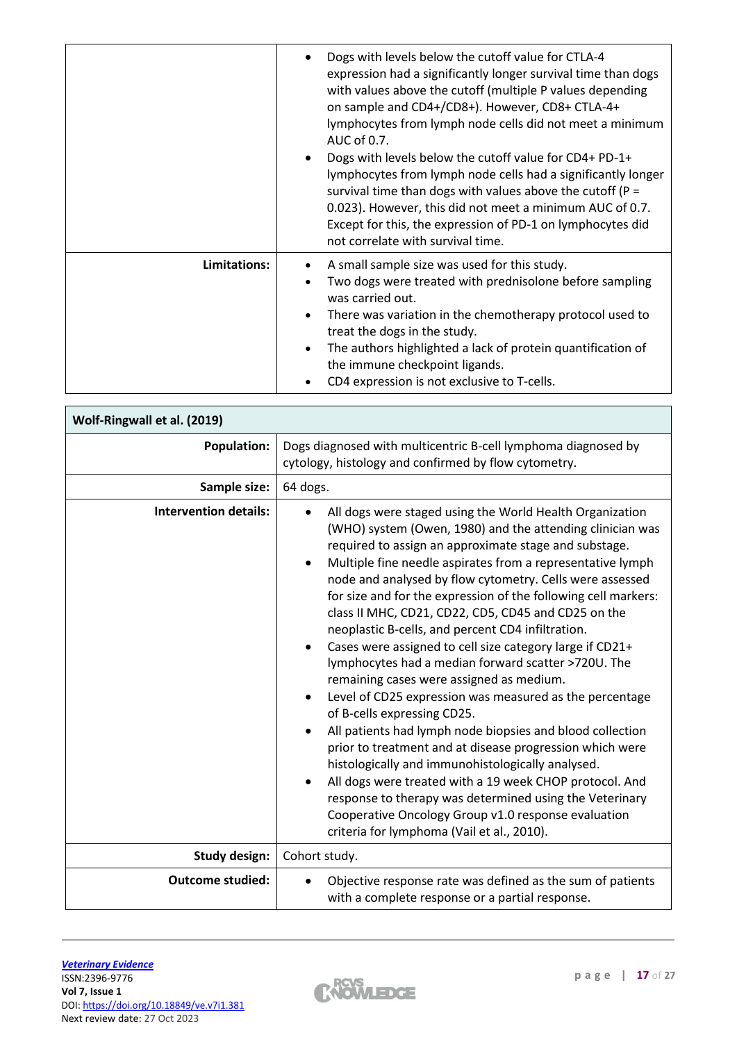|  |  |
|---|---|
|  | • Dogs with levels below the cutoff value for CTLA-4 expression had a significantly longer survival time than dogs with values above the cutoff (multiple P values depending on sample and CD4+/CD8+). However, CD8+ CTLA-4+ lymphocytes from lymph node cells did not meet a minimum AUC of 0.7.<br>• Dogs with levels below the cutoff value for CD4+ PD-1+ lymphocytes from lymph node cells had a significantly longer survival time than dogs with values above the cutoff (P = 0.023). However, this did not meet a minimum AUC of 0.7. Except for this, the expression of PD-1 on lymphocytes did not correlate with survival time. |
| **Limitations:** | • A small sample size was used for this study.<br>• Two dogs were treated with prednisolone before sampling was carried out.<br>• There was variation in the chemotherapy protocol used to treat the dogs in the study.<br>• The authors highlighted a lack of protein quantification of the immune checkpoint ligands.<br>• CD4 expression is not exclusive to T-cells. |

| **Wolf-Ringwall et al. (2019)** |  |
|---|---|
| **Population:** | Dogs diagnosed with multicentric B-cell lymphoma diagnosed by cytology, histology and confirmed by flow cytometry. |
| **Sample size:** | 64 dogs. |
| **Intervention details:** | • All dogs were staged using the World Health Organization (WHO) system (Owen, 1980) and the attending clinician was required to assign an approximate stage and substage.<br>• Multiple fine needle aspirates from a representative lymph node and analysed by flow cytometry. Cells were assessed for size and for the expression of the following cell markers: class II MHC, CD21, CD22, CD5, CD45 and CD25 on the neoplastic B-cells, and percent CD4 infiltration.<br>• Cases were assigned to cell size category large if CD21+ lymphocytes had a median forward scatter >720U. The remaining cases were assigned as medium.<br>• Level of CD25 expression was measured as the percentage of B-cells expressing CD25.<br>• All patients had lymph node biopsies and blood collection prior to treatment and at disease progression which were histologically and immunohistologically analysed.<br>• All dogs were treated with a 19 week CHOP protocol. And response to therapy was determined using the Veterinary Cooperative Oncology Group v1.0 response evaluation criteria for lymphoma (Vail et al., 2010). |
| **Study design:** | Cohort study. |
| **Outcome studied:** | • Objective response rate was defined as the sum of patients with a complete response or a partial response. |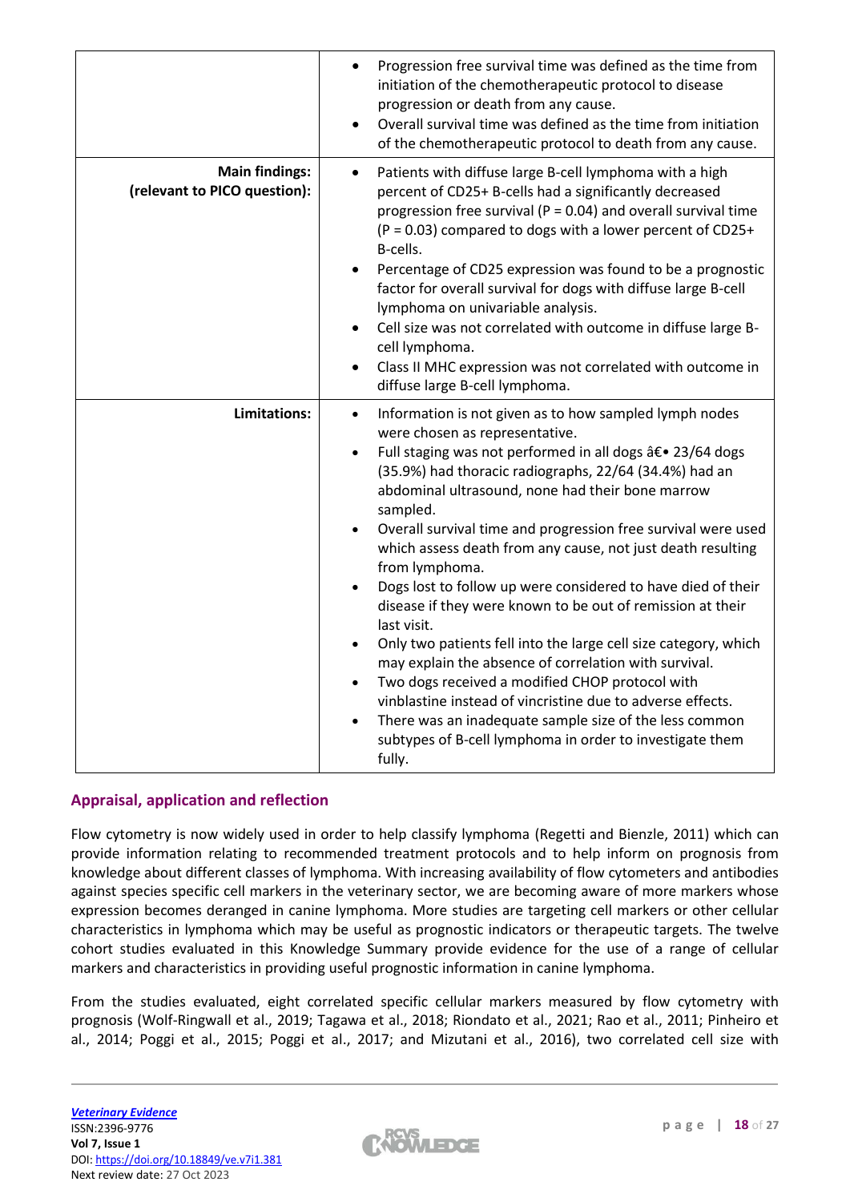| | |
|---|---|
| | • Progression free survival time was defined as the time from initiation of the chemotherapeutic protocol to disease progression or death from any cause. • Overall survival time was defined as the time from initiation of the chemotherapeutic protocol to death from any cause. |
| **Main findings: (relevant to PICO question):** | • Patients with diffuse large B-cell lymphoma with a high percent of CD25+ B-cells had a significantly decreased progression free survival (P = 0.04) and overall survival time (P = 0.03) compared to dogs with a lower percent of CD25+ B-cells. • Percentage of CD25 expression was found to be a prognostic factor for overall survival for dogs with diffuse large B-cell lymphoma on univariable analysis. • Cell size was not correlated with outcome in diffuse large B-cell lymphoma. • Class II MHC expression was not correlated with outcome in diffuse large B-cell lymphoma. |
| **Limitations:** | • Information is not given as to how sampled lymph nodes were chosen as representative. • Full staging was not performed in all dogs â€• 23/64 dogs (35.9%) had thoracic radiographs, 22/64 (34.4%) had an abdominal ultrasound, none had their bone marrow sampled. • Overall survival time and progression free survival were used which assess death from any cause, not just death resulting from lymphoma. • Dogs lost to follow up were considered to have died of their disease if they were known to be out of remission at their last visit. • Only two patients fell into the large cell size category, which may explain the absence of correlation with survival. • Two dogs received a modified CHOP protocol with vinblastine instead of vincristine due to adverse effects. • There was an inadequate sample size of the less common subtypes of B-cell lymphoma in order to investigate them fully. |

## Appraisal, application and reflection

Flow cytometry is now widely used in order to help classify lymphoma (Regetti and Bienzle, 2011) which can provide information relating to recommended treatment protocols and to help inform on prognosis from knowledge about different classes of lymphoma. With increasing availability of flow cytometers and antibodies against species specific cell markers in the veterinary sector, we are becoming aware of more markers whose expression becomes deranged in canine lymphoma. More studies are targeting cell markers or other cellular characteristics in lymphoma which may be useful as prognostic indicators or therapeutic targets. The twelve cohort studies evaluated in this Knowledge Summary provide evidence for the use of a range of cellular markers and characteristics in providing useful prognostic information in canine lymphoma.

From the studies evaluated, eight correlated specific cellular markers measured by flow cytometry with prognosis (Wolf-Ringwall et al., 2019; Tagawa et al., 2018; Riondato et al., 2021; Rao et al., 2011; Pinheiro et al., 2014; Poggi et al., 2015; Poggi et al., 2017; and Mizutani et al., 2016), two correlated cell size with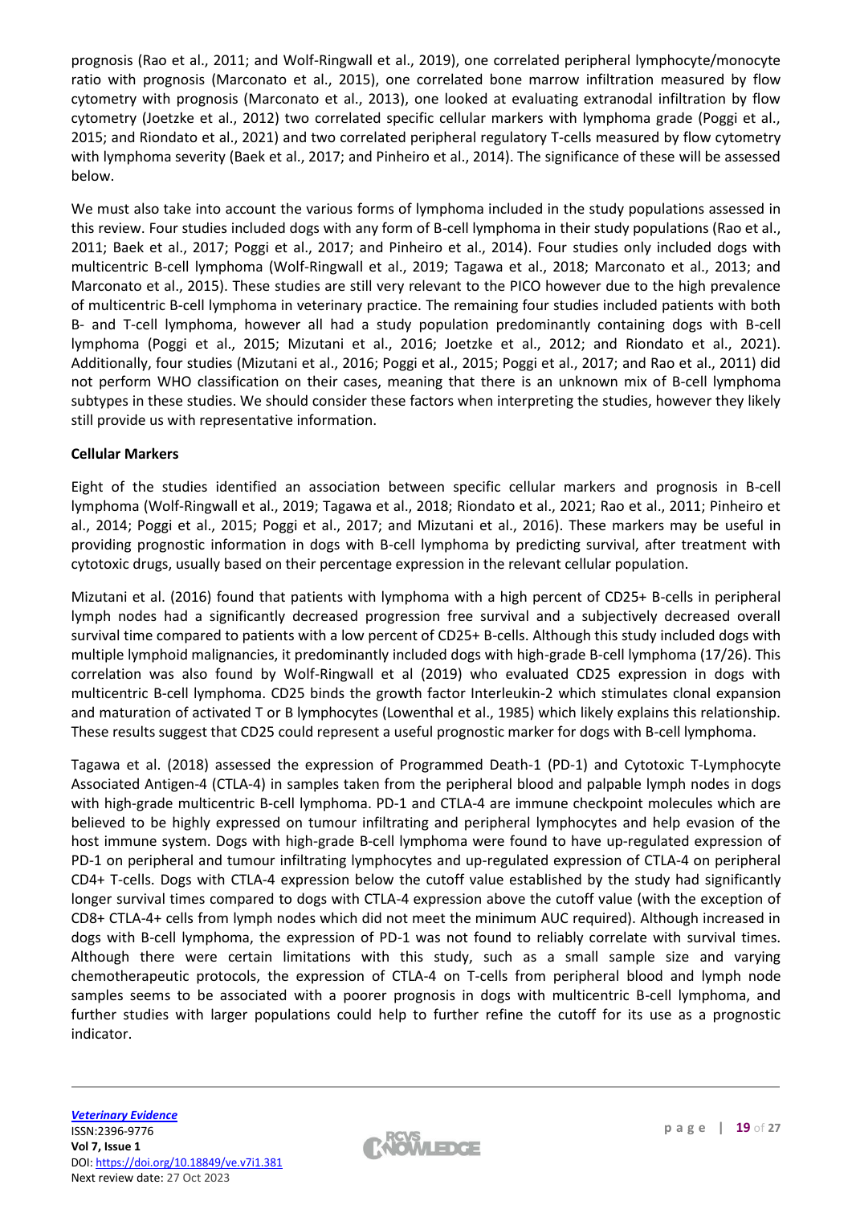prognosis (Rao et al., 2011; and Wolf-Ringwall et al., 2019), one correlated peripheral lymphocyte/monocyte ratio with prognosis (Marconato et al., 2015), one correlated bone marrow infiltration measured by flow cytometry with prognosis (Marconato et al., 2013), one looked at evaluating extranodal infiltration by flow cytometry (Joetzke et al., 2012) two correlated specific cellular markers with lymphoma grade (Poggi et al., 2015; and Riondato et al., 2021) and two correlated peripheral regulatory T-cells measured by flow cytometry with lymphoma severity (Baek et al., 2017; and Pinheiro et al., 2014). The significance of these will be assessed below.

We must also take into account the various forms of lymphoma included in the study populations assessed in this review. Four studies included dogs with any form of B-cell lymphoma in their study populations (Rao et al., 2011; Baek et al., 2017; Poggi et al., 2017; and Pinheiro et al., 2014). Four studies only included dogs with multicentric B-cell lymphoma (Wolf-Ringwall et al., 2019; Tagawa et al., 2018; Marconato et al., 2013; and Marconato et al., 2015). These studies are still very relevant to the PICO however due to the high prevalence of multicentric B-cell lymphoma in veterinary practice. The remaining four studies included patients with both B- and T-cell lymphoma, however all had a study population predominantly containing dogs with B-cell lymphoma (Poggi et al., 2015; Mizutani et al., 2016; Joetzke et al., 2012; and Riondato et al., 2021). Additionally, four studies (Mizutani et al., 2016; Poggi et al., 2015; Poggi et al., 2017; and Rao et al., 2011) did not perform WHO classification on their cases, meaning that there is an unknown mix of B-cell lymphoma subtypes in these studies. We should consider these factors when interpreting the studies, however they likely still provide us with representative information.

**Cellular Markers**

Eight of the studies identified an association between specific cellular markers and prognosis in B-cell lymphoma (Wolf-Ringwall et al., 2019; Tagawa et al., 2018; Riondato et al., 2021; Rao et al., 2011; Pinheiro et al., 2014; Poggi et al., 2015; Poggi et al., 2017; and Mizutani et al., 2016). These markers may be useful in providing prognostic information in dogs with B-cell lymphoma by predicting survival, after treatment with cytotoxic drugs, usually based on their percentage expression in the relevant cellular population.

Mizutani et al. (2016) found that patients with lymphoma with a high percent of CD25+ B-cells in peripheral lymph nodes had a significantly decreased progression free survival and a subjectively decreased overall survival time compared to patients with a low percent of CD25+ B-cells. Although this study included dogs with multiple lymphoid malignancies, it predominantly included dogs with high-grade B-cell lymphoma (17/26). This correlation was also found by Wolf-Ringwall et al (2019) who evaluated CD25 expression in dogs with multicentric B-cell lymphoma. CD25 binds the growth factor Interleukin-2 which stimulates clonal expansion and maturation of activated T or B lymphocytes (Lowenthal et al., 1985) which likely explains this relationship. These results suggest that CD25 could represent a useful prognostic marker for dogs with B-cell lymphoma.

Tagawa et al. (2018) assessed the expression of Programmed Death-1 (PD-1) and Cytotoxic T-Lymphocyte Associated Antigen-4 (CTLA-4) in samples taken from the peripheral blood and palpable lymph nodes in dogs with high-grade multicentric B-cell lymphoma. PD-1 and CTLA-4 are immune checkpoint molecules which are believed to be highly expressed on tumour infiltrating and peripheral lymphocytes and help evasion of the host immune system. Dogs with high-grade B-cell lymphoma were found to have up-regulated expression of PD-1 on peripheral and tumour infiltrating lymphocytes and up-regulated expression of CTLA-4 on peripheral CD4+ T-cells. Dogs with CTLA-4 expression below the cutoff value established by the study had significantly longer survival times compared to dogs with CTLA-4 expression above the cutoff value (with the exception of CD8+ CTLA-4+ cells from lymph nodes which did not meet the minimum AUC required). Although increased in dogs with B-cell lymphoma, the expression of PD-1 was not found to reliably correlate with survival times. Although there were certain limitations with this study, such as a small sample size and varying chemotherapeutic protocols, the expression of CTLA-4 on T-cells from peripheral blood and lymph node samples seems to be associated with a poorer prognosis in dogs with multicentric B-cell lymphoma, and further studies with larger populations could help to further refine the cutoff for its use as a prognostic indicator.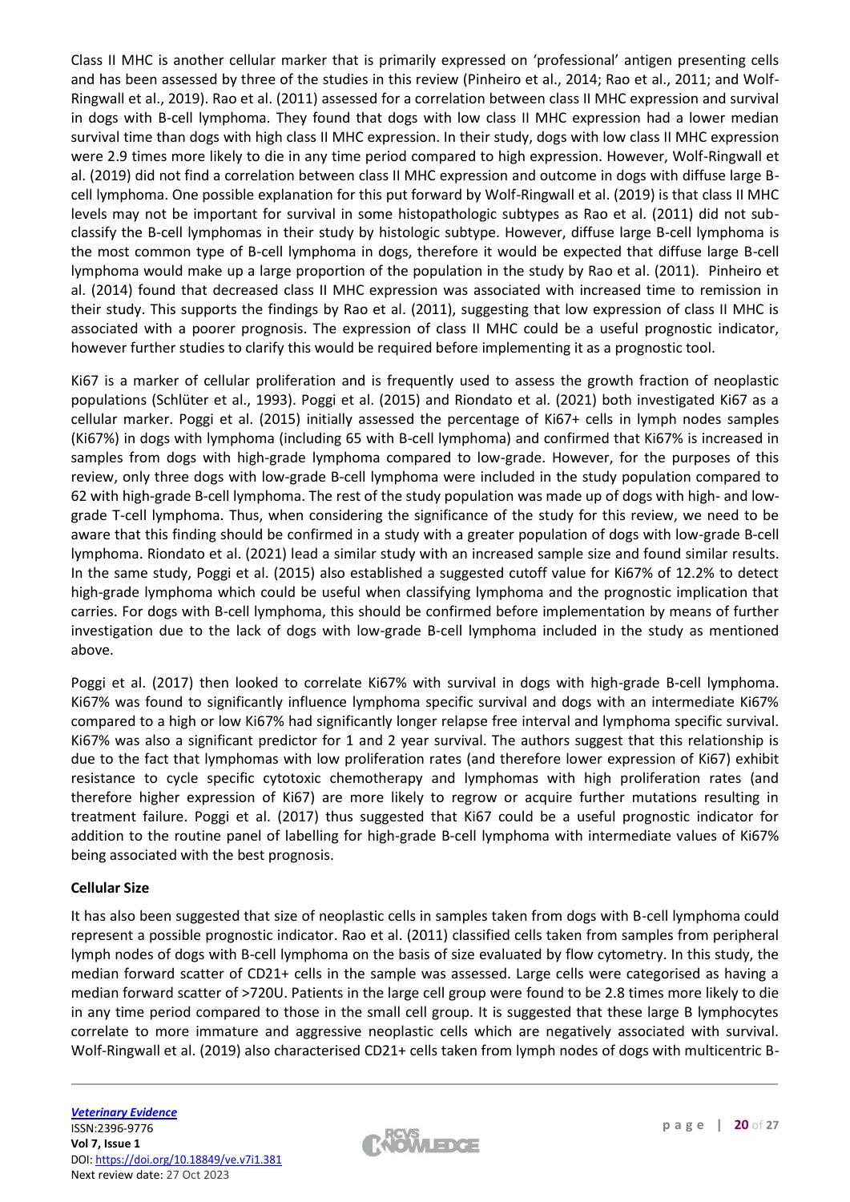Class II MHC is another cellular marker that is primarily expressed on 'professional' antigen presenting cells and has been assessed by three of the studies in this review (Pinheiro et al., 2014; Rao et al., 2011; and Wolf-Ringwall et al., 2019). Rao et al. (2011) assessed for a correlation between class II MHC expression and survival in dogs with B-cell lymphoma. They found that dogs with low class II MHC expression had a lower median survival time than dogs with high class II MHC expression. In their study, dogs with low class II MHC expression were 2.9 times more likely to die in any time period compared to high expression. However, Wolf-Ringwall et al. (2019) did not find a correlation between class II MHC expression and outcome in dogs with diffuse large B-cell lymphoma. One possible explanation for this put forward by Wolf-Ringwall et al. (2019) is that class II MHC levels may not be important for survival in some histopathologic subtypes as Rao et al. (2011) did not sub-classify the B-cell lymphomas in their study by histologic subtype. However, diffuse large B-cell lymphoma is the most common type of B-cell lymphoma in dogs, therefore it would be expected that diffuse large B-cell lymphoma would make up a large proportion of the population in the study by Rao et al. (2011). Pinheiro et al. (2014) found that decreased class II MHC expression was associated with increased time to remission in their study. This supports the findings by Rao et al. (2011), suggesting that low expression of class II MHC is associated with a poorer prognosis. The expression of class II MHC could be a useful prognostic indicator, however further studies to clarify this would be required before implementing it as a prognostic tool.

Ki67 is a marker of cellular proliferation and is frequently used to assess the growth fraction of neoplastic populations (Schlüter et al., 1993). Poggi et al. (2015) and Riondato et al. (2021) both investigated Ki67 as a cellular marker. Poggi et al. (2015) initially assessed the percentage of Ki67+ cells in lymph nodes samples (Ki67%) in dogs with lymphoma (including 65 with B-cell lymphoma) and confirmed that Ki67% is increased in samples from dogs with high-grade lymphoma compared to low-grade. However, for the purposes of this review, only three dogs with low-grade B-cell lymphoma were included in the study population compared to 62 with high-grade B-cell lymphoma. The rest of the study population was made up of dogs with high- and low-grade T-cell lymphoma. Thus, when considering the significance of the study for this review, we need to be aware that this finding should be confirmed in a study with a greater population of dogs with low-grade B-cell lymphoma. Riondato et al. (2021) lead a similar study with an increased sample size and found similar results. In the same study, Poggi et al. (2015) also established a suggested cutoff value for Ki67% of 12.2% to detect high-grade lymphoma which could be useful when classifying lymphoma and the prognostic implication that carries. For dogs with B-cell lymphoma, this should be confirmed before implementation by means of further investigation due to the lack of dogs with low-grade B-cell lymphoma included in the study as mentioned above.

Poggi et al. (2017) then looked to correlate Ki67% with survival in dogs with high-grade B-cell lymphoma. Ki67% was found to significantly influence lymphoma specific survival and dogs with an intermediate Ki67% compared to a high or low Ki67% had significantly longer relapse free interval and lymphoma specific survival. Ki67% was also a significant predictor for 1 and 2 year survival. The authors suggest that this relationship is due to the fact that lymphomas with low proliferation rates (and therefore lower expression of Ki67) exhibit resistance to cycle specific cytotoxic chemotherapy and lymphomas with high proliferation rates (and therefore higher expression of Ki67) are more likely to regrow or acquire further mutations resulting in treatment failure. Poggi et al. (2017) thus suggested that Ki67 could be a useful prognostic indicator for addition to the routine panel of labelling for high-grade B-cell lymphoma with intermediate values of Ki67% being associated with the best prognosis.

**Cellular Size**

It has also been suggested that size of neoplastic cells in samples taken from dogs with B-cell lymphoma could represent a possible prognostic indicator. Rao et al. (2011) classified cells taken from samples from peripheral lymph nodes of dogs with B-cell lymphoma on the basis of size evaluated by flow cytometry. In this study, the median forward scatter of CD21+ cells in the sample was assessed. Large cells were categorised as having a median forward scatter of >720U. Patients in the large cell group were found to be 2.8 times more likely to die in any time period compared to those in the small cell group. It is suggested that these large B lymphocytes correlate to more immature and aggressive neoplastic cells which are negatively associated with survival. Wolf-Ringwall et al. (2019) also characterised CD21+ cells taken from lymph nodes of dogs with multicentric B-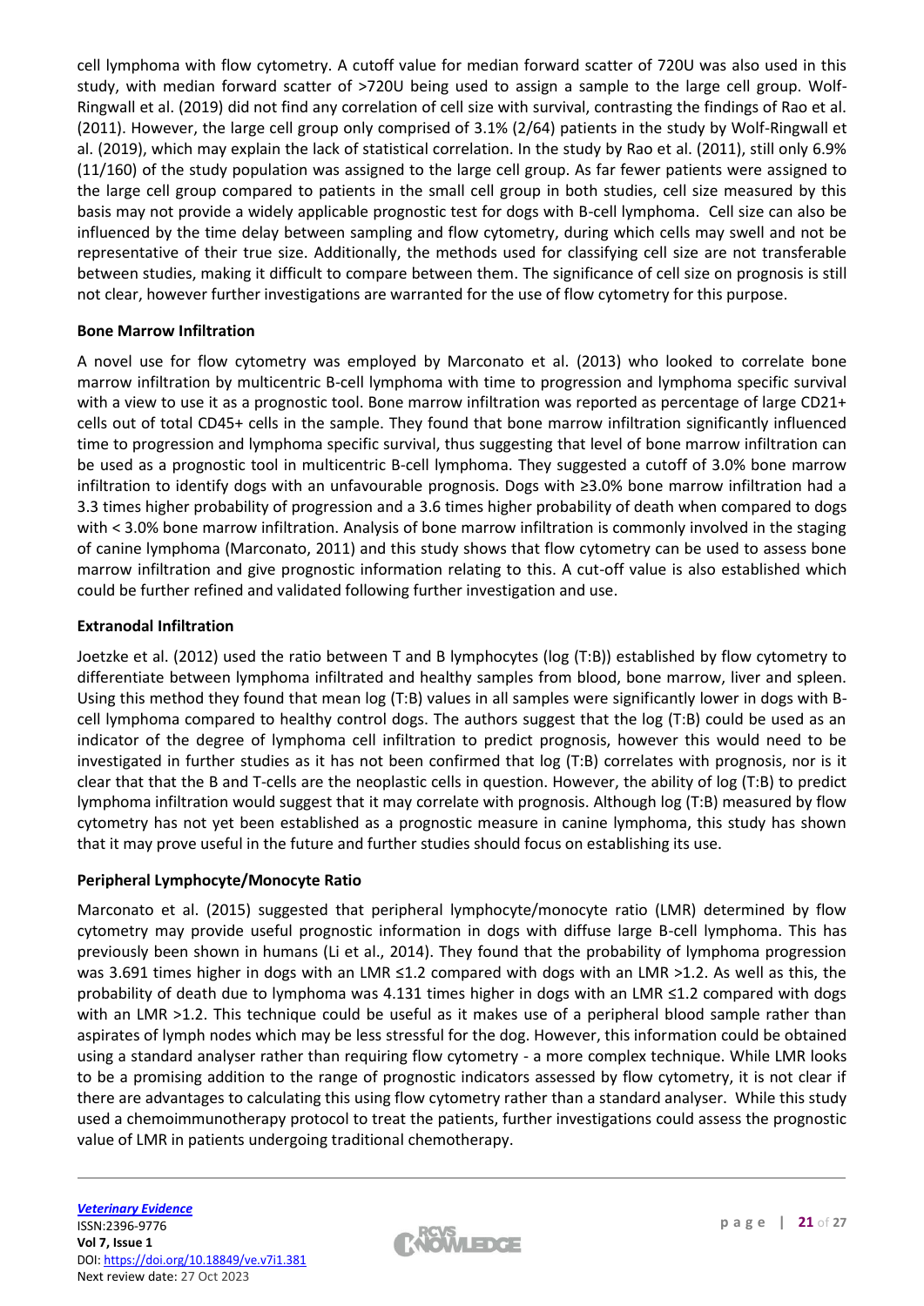cell lymphoma with flow cytometry. A cutoff value for median forward scatter of 720U was also used in this study, with median forward scatter of >720U being used to assign a sample to the large cell group. Wolf-Ringwall et al. (2019) did not find any correlation of cell size with survival, contrasting the findings of Rao et al. (2011). However, the large cell group only comprised of 3.1% (2/64) patients in the study by Wolf-Ringwall et al. (2019), which may explain the lack of statistical correlation. In the study by Rao et al. (2011), still only 6.9% (11/160) of the study population was assigned to the large cell group. As far fewer patients were assigned to the large cell group compared to patients in the small cell group in both studies, cell size measured by this basis may not provide a widely applicable prognostic test for dogs with B-cell lymphoma. Cell size can also be influenced by the time delay between sampling and flow cytometry, during which cells may swell and not be representative of their true size. Additionally, the methods used for classifying cell size are not transferable between studies, making it difficult to compare between them. The significance of cell size on prognosis is still not clear, however further investigations are warranted for the use of flow cytometry for this purpose.

**Bone Marrow Infiltration**

A novel use for flow cytometry was employed by Marconato et al. (2013) who looked to correlate bone marrow infiltration by multicentric B-cell lymphoma with time to progression and lymphoma specific survival with a view to use it as a prognostic tool. Bone marrow infiltration was reported as percentage of large CD21+ cells out of total CD45+ cells in the sample. They found that bone marrow infiltration significantly influenced time to progression and lymphoma specific survival, thus suggesting that level of bone marrow infiltration can be used as a prognostic tool in multicentric B-cell lymphoma. They suggested a cutoff of 3.0% bone marrow infiltration to identify dogs with an unfavourable prognosis. Dogs with ≥3.0% bone marrow infiltration had a 3.3 times higher probability of progression and a 3.6 times higher probability of death when compared to dogs with < 3.0% bone marrow infiltration. Analysis of bone marrow infiltration is commonly involved in the staging of canine lymphoma (Marconato, 2011) and this study shows that flow cytometry can be used to assess bone marrow infiltration and give prognostic information relating to this. A cut-off value is also established which could be further refined and validated following further investigation and use.

**Extranodal Infiltration**

Joetzke et al. (2012) used the ratio between T and B lymphocytes (log (T:B)) established by flow cytometry to differentiate between lymphoma infiltrated and healthy samples from blood, bone marrow, liver and spleen. Using this method they found that mean log (T:B) values in all samples were significantly lower in dogs with B-cell lymphoma compared to healthy control dogs. The authors suggest that the log (T:B) could be used as an indicator of the degree of lymphoma cell infiltration to predict prognosis, however this would need to be investigated in further studies as it has not been confirmed that log (T:B) correlates with prognosis, nor is it clear that that the B and T-cells are the neoplastic cells in question. However, the ability of log (T:B) to predict lymphoma infiltration would suggest that it may correlate with prognosis. Although log (T:B) measured by flow cytometry has not yet been established as a prognostic measure in canine lymphoma, this study has shown that it may prove useful in the future and further studies should focus on establishing its use.

**Peripheral Lymphocyte/Monocyte Ratio**

Marconato et al. (2015) suggested that peripheral lymphocyte/monocyte ratio (LMR) determined by flow cytometry may provide useful prognostic information in dogs with diffuse large B-cell lymphoma. This has previously been shown in humans (Li et al., 2014). They found that the probability of lymphoma progression was 3.691 times higher in dogs with an LMR ≤1.2 compared with dogs with an LMR >1.2. As well as this, the probability of death due to lymphoma was 4.131 times higher in dogs with an LMR ≤1.2 compared with dogs with an LMR >1.2. This technique could be useful as it makes use of a peripheral blood sample rather than aspirates of lymph nodes which may be less stressful for the dog. However, this information could be obtained using a standard analyser rather than requiring flow cytometry - a more complex technique. While LMR looks to be a promising addition to the range of prognostic indicators assessed by flow cytometry, it is not clear if there are advantages to calculating this using flow cytometry rather than a standard analyser. While this study used a chemoimmunotherapy protocol to treat the patients, further investigations could assess the prognostic value of LMR in patients undergoing traditional chemotherapy.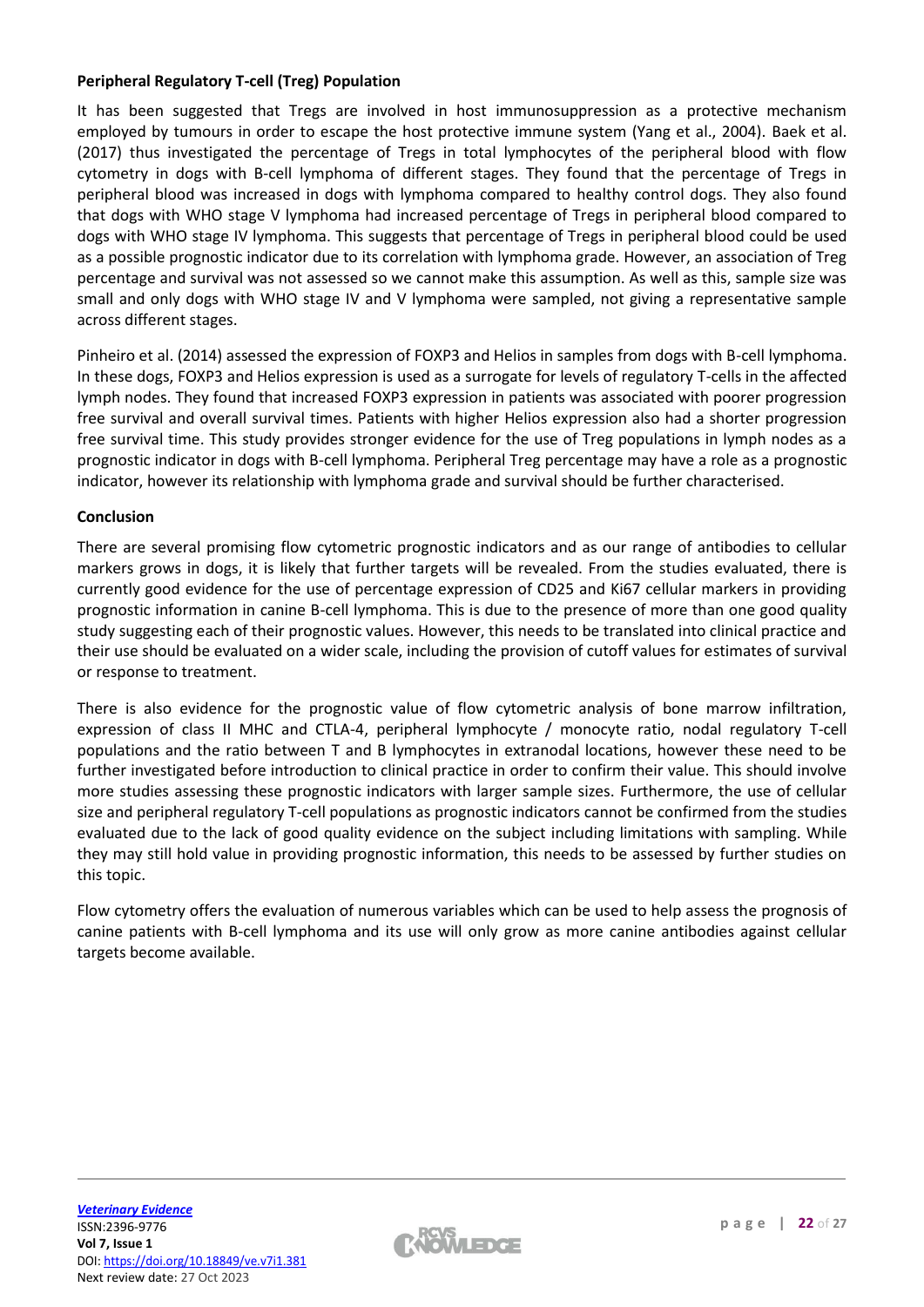**Peripheral Regulatory T-cell (Treg) Population**

It has been suggested that Tregs are involved in host immunosuppression as a protective mechanism employed by tumours in order to escape the host protective immune system (Yang et al., 2004). Baek et al. (2017) thus investigated the percentage of Tregs in total lymphocytes of the peripheral blood with flow cytometry in dogs with B-cell lymphoma of different stages. They found that the percentage of Tregs in peripheral blood was increased in dogs with lymphoma compared to healthy control dogs. They also found that dogs with WHO stage V lymphoma had increased percentage of Tregs in peripheral blood compared to dogs with WHO stage IV lymphoma. This suggests that percentage of Tregs in peripheral blood could be used as a possible prognostic indicator due to its correlation with lymphoma grade. However, an association of Treg percentage and survival was not assessed so we cannot make this assumption. As well as this, sample size was small and only dogs with WHO stage IV and V lymphoma were sampled, not giving a representative sample across different stages.

Pinheiro et al. (2014) assessed the expression of FOXP3 and Helios in samples from dogs with B-cell lymphoma. In these dogs, FOXP3 and Helios expression is used as a surrogate for levels of regulatory T-cells in the affected lymph nodes. They found that increased FOXP3 expression in patients was associated with poorer progression free survival and overall survival times. Patients with higher Helios expression also had a shorter progression free survival time. This study provides stronger evidence for the use of Treg populations in lymph nodes as a prognostic indicator in dogs with B-cell lymphoma. Peripheral Treg percentage may have a role as a prognostic indicator, however its relationship with lymphoma grade and survival should be further characterised.

**Conclusion**

There are several promising flow cytometric prognostic indicators and as our range of antibodies to cellular markers grows in dogs, it is likely that further targets will be revealed. From the studies evaluated, there is currently good evidence for the use of percentage expression of CD25 and Ki67 cellular markers in providing prognostic information in canine B-cell lymphoma. This is due to the presence of more than one good quality study suggesting each of their prognostic values. However, this needs to be translated into clinical practice and their use should be evaluated on a wider scale, including the provision of cutoff values for estimates of survival or response to treatment.

There is also evidence for the prognostic value of flow cytometric analysis of bone marrow infiltration, expression of class II MHC and CTLA-4, peripheral lymphocyte / monocyte ratio, nodal regulatory T-cell populations and the ratio between T and B lymphocytes in extranodal locations, however these need to be further investigated before introduction to clinical practice in order to confirm their value. This should involve more studies assessing these prognostic indicators with larger sample sizes. Furthermore, the use of cellular size and peripheral regulatory T-cell populations as prognostic indicators cannot be confirmed from the studies evaluated due to the lack of good quality evidence on the subject including limitations with sampling. While they may still hold value in providing prognostic information, this needs to be assessed by further studies on this topic.

Flow cytometry offers the evaluation of numerous variables which can be used to help assess the prognosis of canine patients with B-cell lymphoma and its use will only grow as more canine antibodies against cellular targets become available.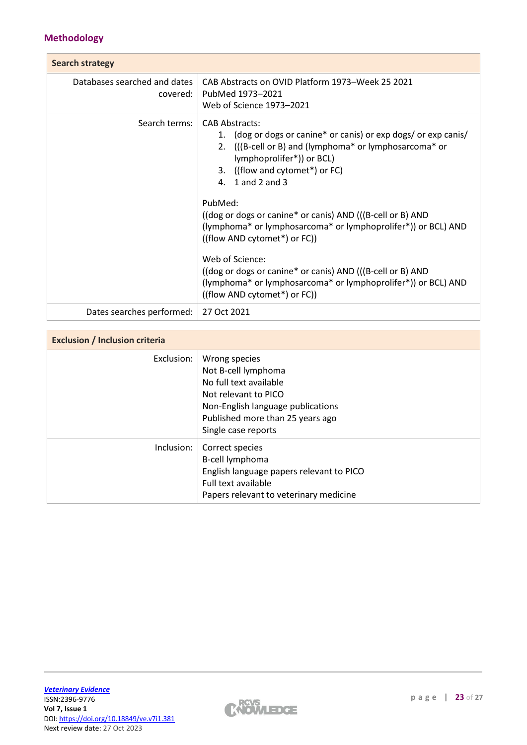## Methodology

| Search strategy | |
|---|---|
| Databases searched and dates covered: | CAB Abstracts on OVID Platform 1973–Week 25 2021<br>PubMed 1973–2021<br>Web of Science 1973–2021 |
| Search terms: | CAB Abstracts:<br>1. (dog or dogs or canine* or canis) or exp dogs/ or exp canis/<br>2. (((B-cell or B) and (lymphoma* or lymphosarcoma* or lymphoprolifer*)) or BCL)<br>3. ((flow and cytomet*) or FC)<br>4. 1 and 2 and 3<br><br>PubMed:<br>((dog or dogs or canine* or canis) AND (((B-cell or B) AND (lymphoma* or lymphosarcoma* or lymphoprolifer*)) or BCL) AND ((flow AND cytomet*) or FC))<br><br>Web of Science:<br>((dog or dogs or canine* or canis) AND (((B-cell or B) AND (lymphoma* or lymphosarcoma* or lymphoprolifer*)) or BCL) AND ((flow AND cytomet*) or FC)) |
| Dates searches performed: | 27 Oct 2021 |

| Exclusion / Inclusion criteria | |
|---|---|
| Exclusion: | Wrong species<br>Not B-cell lymphoma<br>No full text available<br>Not relevant to PICO<br>Non-English language publications<br>Published more than 25 years ago<br>Single case reports |
| Inclusion: | Correct species<br>B-cell lymphoma<br>English language papers relevant to PICO<br>Full text available<br>Papers relevant to veterinary medicine |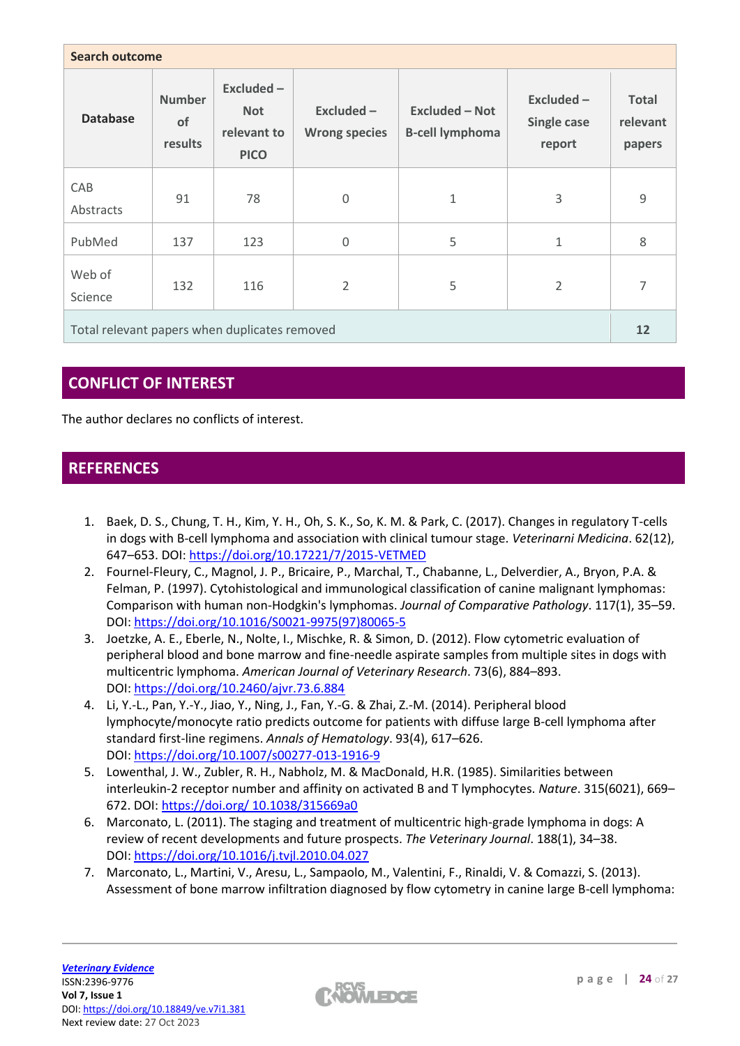| Search outcome | | | | | | |
|---|---|---|---|---|---|---|
| **Database** | **Number of results** | **Excluded – Not relevant to PICO** | **Excluded – Wrong species** | **Excluded – Not B-cell lymphoma** | **Excluded – Single case report** | **Total relevant papers** |
| CAB Abstracts | 91 | 78 | 0 | 1 | 3 | 9 |
| PubMed | 137 | 123 | 0 | 5 | 1 | 8 |
| Web of Science | 132 | 116 | 2 | 5 | 2 | 7 |
| Total relevant papers when duplicates removed | | | | | | **12** |

## CONFLICT OF INTEREST

The author declares no conflicts of interest.

## REFERENCES

1. Baek, D. S., Chung, T. H., Kim, Y. H., Oh, S. K., So, K. M. & Park, C. (2017). Changes in regulatory T-cells in dogs with B-cell lymphoma and association with clinical tumour stage. *Veterinarni Medicina*. 62(12), 647–653. DOI: https://doi.org/10.17221/7/2015-VETMED
2. Fournel-Fleury, C., Magnol, J. P., Bricaire, P., Marchal, T., Chabanne, L., Delverdier, A., Bryon, P.A. & Felman, P. (1997). Cytohistological and immunological classification of canine malignant lymphomas: Comparison with human non-Hodgkin's lymphomas. *Journal of Comparative Pathology*. 117(1), 35–59. DOI: https://doi.org/10.1016/S0021-9975(97)80065-5
3. Joetzke, A. E., Eberle, N., Nolte, I., Mischke, R. & Simon, D. (2012). Flow cytometric evaluation of peripheral blood and bone marrow and fine-needle aspirate samples from multiple sites in dogs with multicentric lymphoma. *American Journal of Veterinary Research*. 73(6), 884–893. DOI: https://doi.org/10.2460/ajvr.73.6.884
4. Li, Y.-L., Pan, Y.-Y., Jiao, Y., Ning, J., Fan, Y.-G. & Zhai, Z.-M. (2014). Peripheral blood lymphocyte/monocyte ratio predicts outcome for patients with diffuse large B-cell lymphoma after standard first-line regimens. *Annals of Hematology*. 93(4), 617–626. DOI: https://doi.org/10.1007/s00277-013-1916-9
5. Lowenthal, J. W., Zubler, R. H., Nabholz, M. & MacDonald, H.R. (1985). Similarities between interleukin-2 receptor number and affinity on activated B and T lymphocytes. *Nature*. 315(6021), 669–672. DOI: https://doi.org/ 10.1038/315669a0
6. Marconato, L. (2011). The staging and treatment of multicentric high-grade lymphoma in dogs: A review of recent developments and future prospects. *The Veterinary Journal*. 188(1), 34–38. DOI: https://doi.org/10.1016/j.tvjl.2010.04.027
7. Marconato, L., Martini, V., Aresu, L., Sampaolo, M., Valentini, F., Rinaldi, V. & Comazzi, S. (2013). Assessment of bone marrow infiltration diagnosed by flow cytometry in canine large B-cell lymphoma: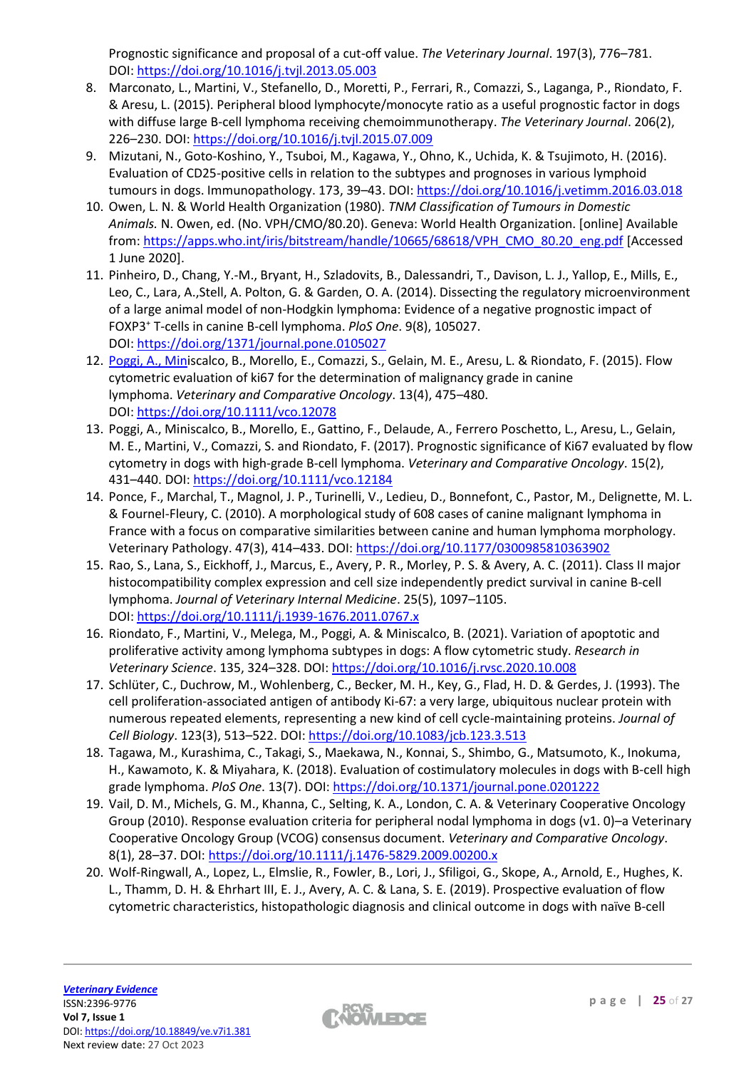Prognostic significance and proposal of a cut-off value. *The Veterinary Journal*. 197(3), 776–781. DOI: https://doi.org/10.1016/j.tvjl.2013.05.003

8. Marconato, L., Martini, V., Stefanello, D., Moretti, P., Ferrari, R., Comazzi, S., Laganga, P., Riondato, F. & Aresu, L. (2015). Peripheral blood lymphocyte/monocyte ratio as a useful prognostic factor in dogs with diffuse large B-cell lymphoma receiving chemoimmunotherapy. *The Veterinary Journal*. 206(2), 226–230. DOI: https://doi.org/10.1016/j.tvjl.2015.07.009
9. Mizutani, N., Goto-Koshino, Y., Tsuboi, M., Kagawa, Y., Ohno, K., Uchida, K. & Tsujimoto, H. (2016). Evaluation of CD25-positive cells in relation to the subtypes and prognoses in various lymphoid tumours in dogs. Immunopathology. 173, 39–43. DOI: https://doi.org/10.1016/j.vetimm.2016.03.018
10. Owen, L. N. & World Health Organization (1980). *TNM Classification of Tumours in Domestic Animals.* N. Owen, ed. (No. VPH/CMO/80.20). Geneva: World Health Organization. [online] Available from: https://apps.who.int/iris/bitstream/handle/10665/68618/VPH_CMO_80.20_eng.pdf [Accessed 1 June 2020].
11. Pinheiro, D., Chang, Y.-M., Bryant, H., Szladovits, B., Dalessandri, T., Davison, L. J., Yallop, E., Mills, E., Leo, C., Lara, A.,Stell, A. Polton, G. & Garden, O. A. (2014). Dissecting the regulatory microenvironment of a large animal model of non-Hodgkin lymphoma: Evidence of a negative prognostic impact of FOXP3+ T-cells in canine B-cell lymphoma. *PloS One*. 9(8), 105027. DOI: https://doi.org/1371/journal.pone.0105027
12. Poggi, A., Miniscalco, B., Morello, E., Comazzi, S., Gelain, M. E., Aresu, L. & Riondato, F. (2015). Flow cytometric evaluation of ki67 for the determination of malignancy grade in canine lymphoma. *Veterinary and Comparative Oncology*. 13(4), 475–480. DOI: https://doi.org/10.1111/vco.12078
13. Poggi, A., Miniscalco, B., Morello, E., Gattino, F., Delaude, A., Ferrero Poschetto, L., Aresu, L., Gelain, M. E., Martini, V., Comazzi, S. and Riondato, F. (2017). Prognostic significance of Ki67 evaluated by flow cytometry in dogs with high-grade B-cell lymphoma. *Veterinary and Comparative Oncology*. 15(2), 431–440. DOI: https://doi.org/10.1111/vco.12184
14. Ponce, F., Marchal, T., Magnol, J. P., Turinelli, V., Ledieu, D., Bonnefont, C., Pastor, M., Delignette, M. L. & Fournel-Fleury, C. (2010). A morphological study of 608 cases of canine malignant lymphoma in France with a focus on comparative similarities between canine and human lymphoma morphology. Veterinary Pathology. 47(3), 414–433. DOI: https://doi.org/10.1177/0300985810363902
15. Rao, S., Lana, S., Eickhoff, J., Marcus, E., Avery, P. R., Morley, P. S. & Avery, A. C. (2011). Class II major histocompatibility complex expression and cell size independently predict survival in canine B-cell lymphoma. *Journal of Veterinary Internal Medicine*. 25(5), 1097–1105. DOI: https://doi.org/10.1111/j.1939-1676.2011.0767.x
16. Riondato, F., Martini, V., Melega, M., Poggi, A. & Miniscalco, B. (2021). Variation of apoptotic and proliferative activity among lymphoma subtypes in dogs: A flow cytometric study. *Research in Veterinary Science*. 135, 324–328. DOI: https://doi.org/10.1016/j.rvsc.2020.10.008
17. Schlüter, C., Duchrow, M., Wohlenberg, C., Becker, M. H., Key, G., Flad, H. D. & Gerdes, J. (1993). The cell proliferation-associated antigen of antibody Ki-67: a very large, ubiquitous nuclear protein with numerous repeated elements, representing a new kind of cell cycle-maintaining proteins. *Journal of Cell Biology*. 123(3), 513–522. DOI: https://doi.org/10.1083/jcb.123.3.513
18. Tagawa, M., Kurashima, C., Takagi, S., Maekawa, N., Konnai, S., Shimbo, G., Matsumoto, K., Inokuma, H., Kawamoto, K. & Miyahara, K. (2018). Evaluation of costimulatory molecules in dogs with B-cell high grade lymphoma. *PloS One*. 13(7). DOI: https://doi.org/10.1371/journal.pone.0201222
19. Vail, D. M., Michels, G. M., Khanna, C., Selting, K. A., London, C. A. & Veterinary Cooperative Oncology Group (2010). Response evaluation criteria for peripheral nodal lymphoma in dogs (v1. 0)–a Veterinary Cooperative Oncology Group (VCOG) consensus document. *Veterinary and Comparative Oncology*. 8(1), 28–37. DOI: https://doi.org/10.1111/j.1476-5829.2009.00200.x
20. Wolf-Ringwall, A., Lopez, L., Elmslie, R., Fowler, B., Lori, J., Sfiligoi, G., Skope, A., Arnold, E., Hughes, K. L., Thamm, D. H. & Ehrhart III, E. J., Avery, A. C. & Lana, S. E. (2019). Prospective evaluation of flow cytometric characteristics, histopathologic diagnosis and clinical outcome in dogs with naïve B-cell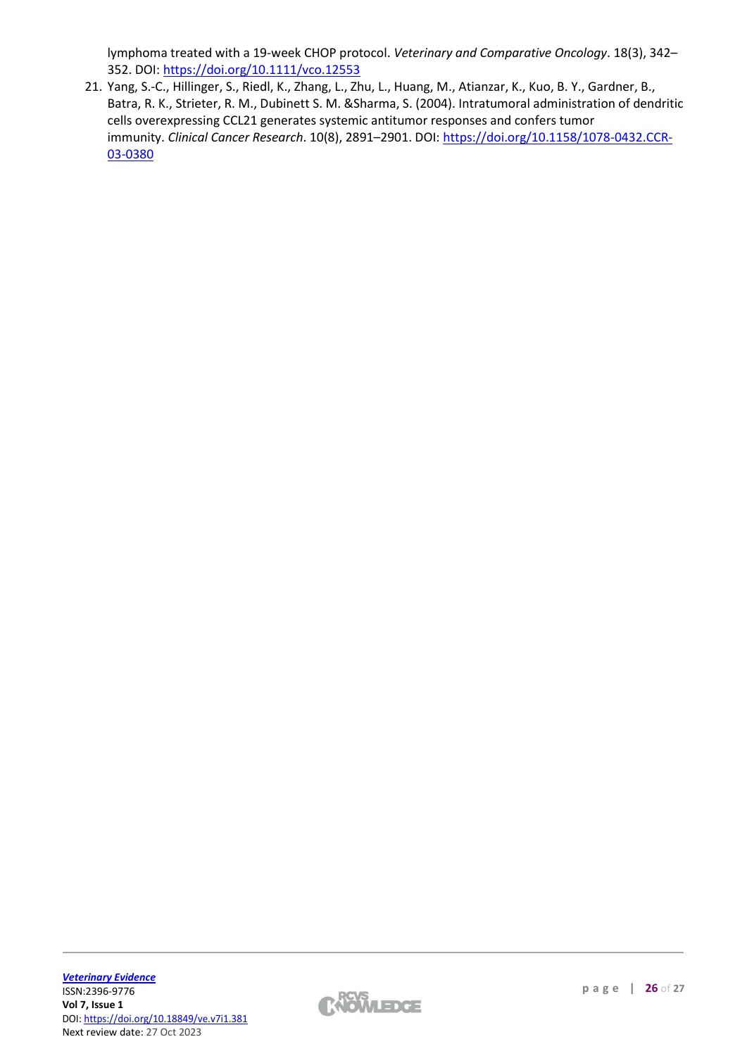lymphoma treated with a 19-week CHOP protocol. *Veterinary and Comparative Oncology*. 18(3), 342–352. DOI: https://doi.org/10.1111/vco.12553

21. Yang, S.-C., Hillinger, S., Riedl, K., Zhang, L., Zhu, L., Huang, M., Atianzar, K., Kuo, B. Y., Gardner, B., Batra, R. K., Strieter, R. M., Dubinett S. M. &Sharma, S. (2004). Intratumoral administration of dendritic cells overexpressing CCL21 generates systemic antitumor responses and confers tumor immunity. *Clinical Cancer Research*. 10(8), 2891–2901. DOI: https://doi.org/10.1158/1078-0432.CCR-03-0380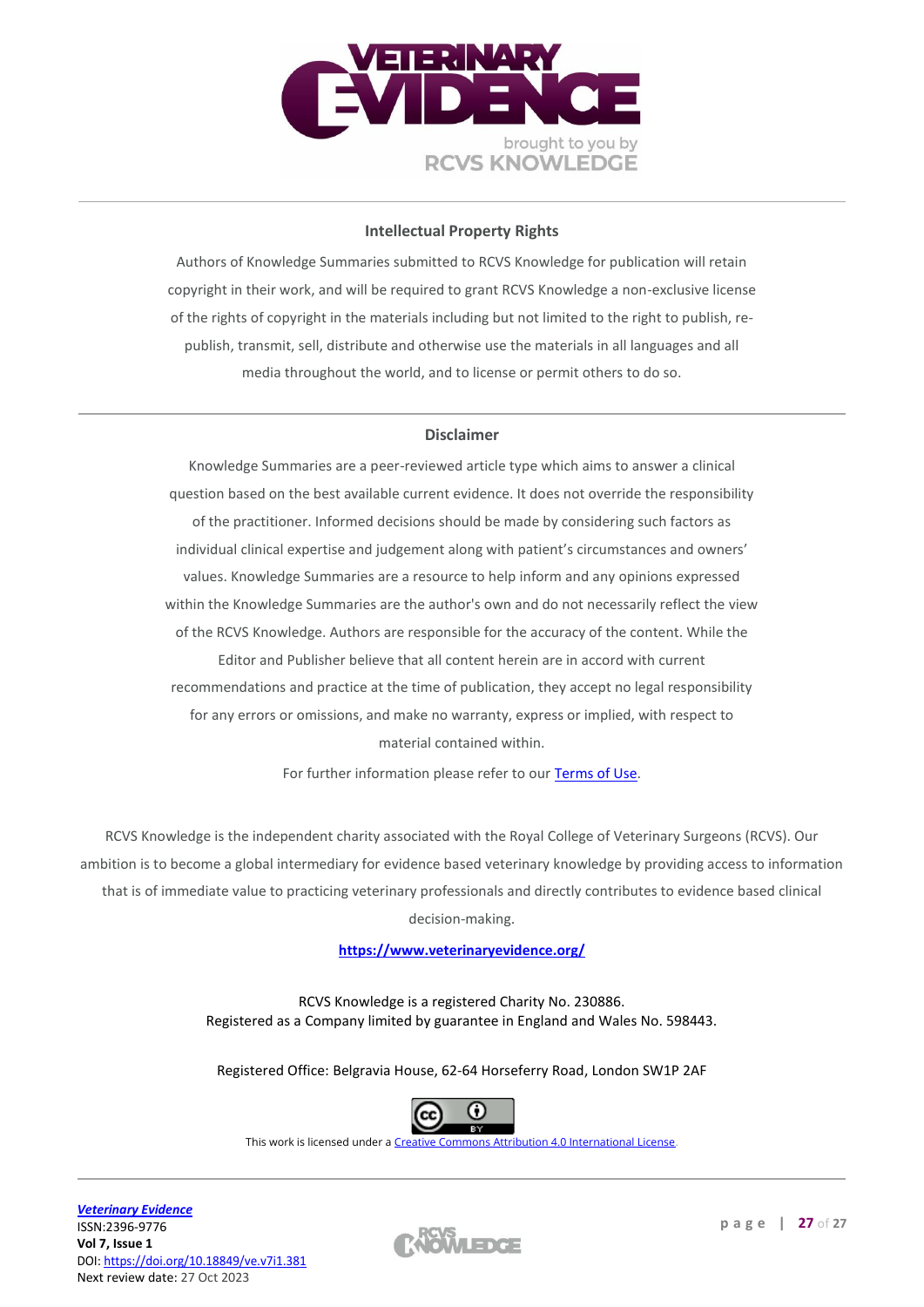## Intellectual Property Rights

Authors of Knowledge Summaries submitted to RCVS Knowledge for publication will retain copyright in their work, and will be required to grant RCVS Knowledge a non-exclusive license of the rights of copyright in the materials including but not limited to the right to publish, re-publish, transmit, sell, distribute and otherwise use the materials in all languages and all media throughout the world, and to license or permit others to do so.

## Disclaimer

Knowledge Summaries are a peer-reviewed article type which aims to answer a clinical question based on the best available current evidence. It does not override the responsibility of the practitioner. Informed decisions should be made by considering such factors as individual clinical expertise and judgement along with patient's circumstances and owners' values. Knowledge Summaries are a resource to help inform and any opinions expressed within the Knowledge Summaries are the author's own and do not necessarily reflect the view of the RCVS Knowledge. Authors are responsible for the accuracy of the content. While the Editor and Publisher believe that all content herein are in accord with current recommendations and practice at the time of publication, they accept no legal responsibility for any errors or omissions, and make no warranty, express or implied, with respect to material contained within.

For further information please refer to our [Terms of Use](#).

RCVS Knowledge is the independent charity associated with the Royal College of Veterinary Surgeons (RCVS). Our ambition is to become a global intermediary for evidence based veterinary knowledge by providing access to information that is of immediate value to practicing veterinary professionals and directly contributes to evidence based clinical decision-making.

**https://www.veterinaryevidence.org/**

RCVS Knowledge is a registered Charity No. 230886.
Registered as a Company limited by guarantee in England and Wales No. 598443.

Registered Office: Belgravia House, 62-64 Horseferry Road, London SW1P 2AF

This work is licensed under a [Creative Commons Attribution 4.0 International License](#).